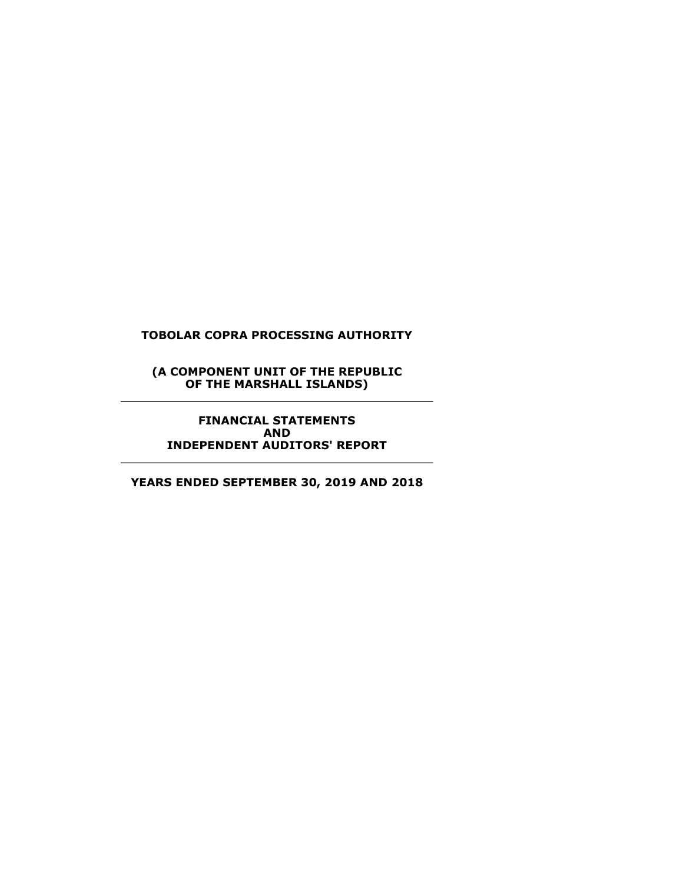# TOBOLAR COPRA PROCESSING AUTHORITY

**(A COMPONENT UNIT OF THE REPUBLIC OF THE MARSHALL ISLANDS)**

---

**FINANCIAL STATEMENTS AND INDEPENDENT AUDITORS' REPORT**

---

**YEARS ENDED SEPTEMBER 30, 2019 AND 2018**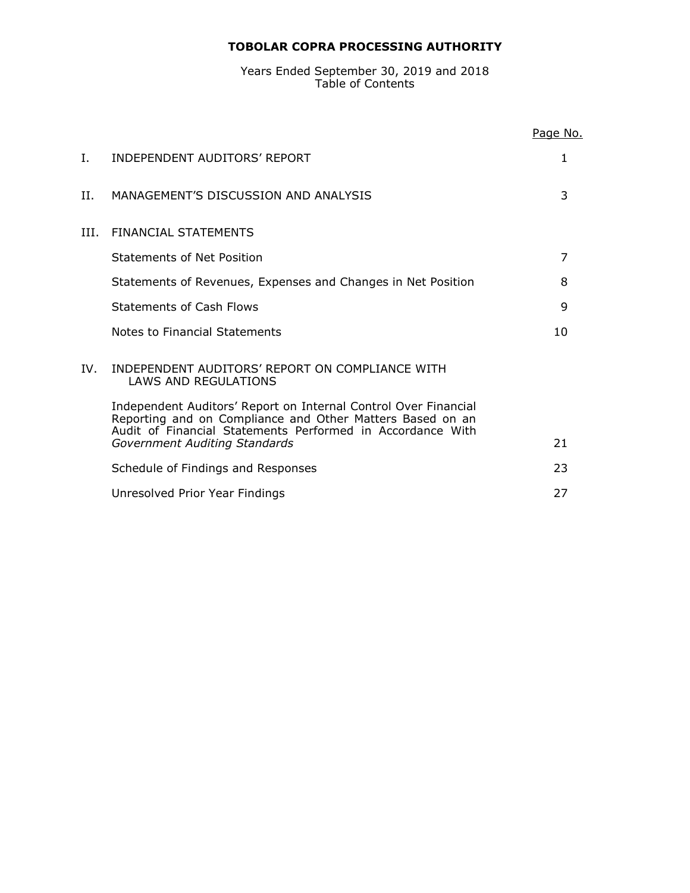**TOBOLAR COPRA PROCESSING AUTHORITY**

Years Ended September 30, 2019 and 2018
Table of Contents

| | | Page No. |
|---|---|---|
| I. | INDEPENDENT AUDITORS' REPORT | 1 |
| II. | MANAGEMENT'S DISCUSSION AND ANALYSIS | 3 |
| III. | FINANCIAL STATEMENTS | |
| | Statements of Net Position | 7 |
| | Statements of Revenues, Expenses and Changes in Net Position | 8 |
| | Statements of Cash Flows | 9 |
| | Notes to Financial Statements | 10 |
| IV. | INDEPENDENT AUDITORS' REPORT ON COMPLIANCE WITH LAWS AND REGULATIONS | |
| | Independent Auditors' Report on Internal Control Over Financial Reporting and on Compliance and Other Matters Based on an Audit of Financial Statements Performed in Accordance With *Government Auditing Standards* | 21 |
| | Schedule of Findings and Responses | 23 |
| | Unresolved Prior Year Findings | 27 |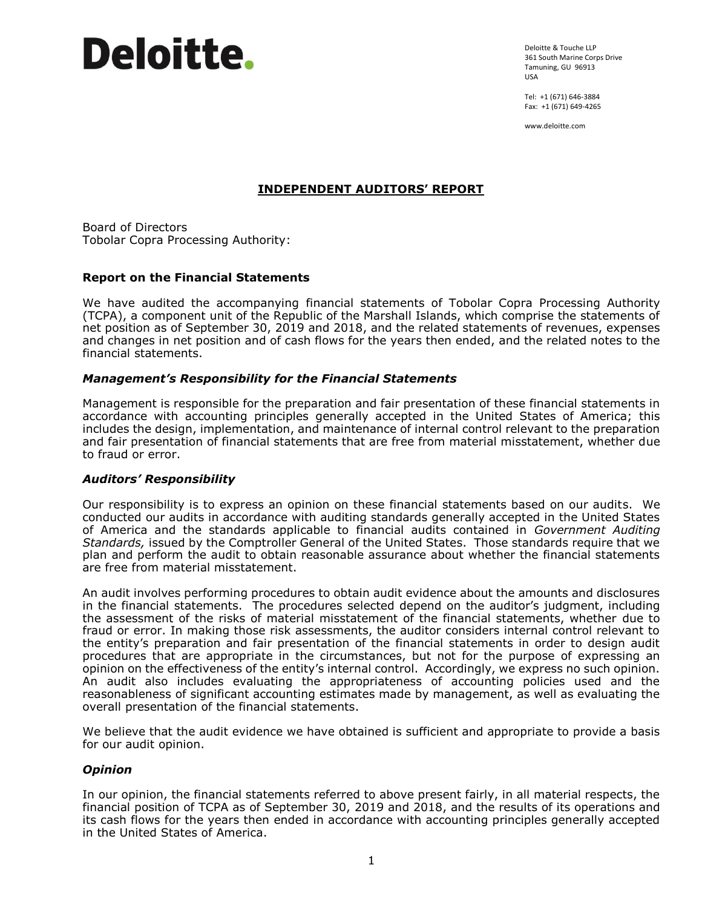Deloitte.

Deloitte & Touche LLP
361 South Marine Corps Drive
Tamuning, GU 96913
USA

Tel: +1 (671) 646-3884
Fax: +1 (671) 649-4265

www.deloitte.com

## INDEPENDENT AUDITORS' REPORT

Board of Directors
Tobolar Copra Processing Authority:

### Report on the Financial Statements

We have audited the accompanying financial statements of Tobolar Copra Processing Authority (TCPA), a component unit of the Republic of the Marshall Islands, which comprise the statements of net position as of September 30, 2019 and 2018, and the related statements of revenues, expenses and changes in net position and of cash flows for the years then ended, and the related notes to the financial statements.

### *Management's Responsibility for the Financial Statements*

Management is responsible for the preparation and fair presentation of these financial statements in accordance with accounting principles generally accepted in the United States of America; this includes the design, implementation, and maintenance of internal control relevant to the preparation and fair presentation of financial statements that are free from material misstatement, whether due to fraud or error.

### *Auditors' Responsibility*

Our responsibility is to express an opinion on these financial statements based on our audits. We conducted our audits in accordance with auditing standards generally accepted in the United States of America and the standards applicable to financial audits contained in *Government Auditing Standards,* issued by the Comptroller General of the United States. Those standards require that we plan and perform the audit to obtain reasonable assurance about whether the financial statements are free from material misstatement.

An audit involves performing procedures to obtain audit evidence about the amounts and disclosures in the financial statements. The procedures selected depend on the auditor's judgment, including the assessment of the risks of material misstatement of the financial statements, whether due to fraud or error. In making those risk assessments, the auditor considers internal control relevant to the entity's preparation and fair presentation of the financial statements in order to design audit procedures that are appropriate in the circumstances, but not for the purpose of expressing an opinion on the effectiveness of the entity's internal control. Accordingly, we express no such opinion. An audit also includes evaluating the appropriateness of accounting policies used and the reasonableness of significant accounting estimates made by management, as well as evaluating the overall presentation of the financial statements.

We believe that the audit evidence we have obtained is sufficient and appropriate to provide a basis for our audit opinion.

### *Opinion*

In our opinion, the financial statements referred to above present fairly, in all material respects, the financial position of TCPA as of September 30, 2019 and 2018, and the results of its operations and its cash flows for the years then ended in accordance with accounting principles generally accepted in the United States of America.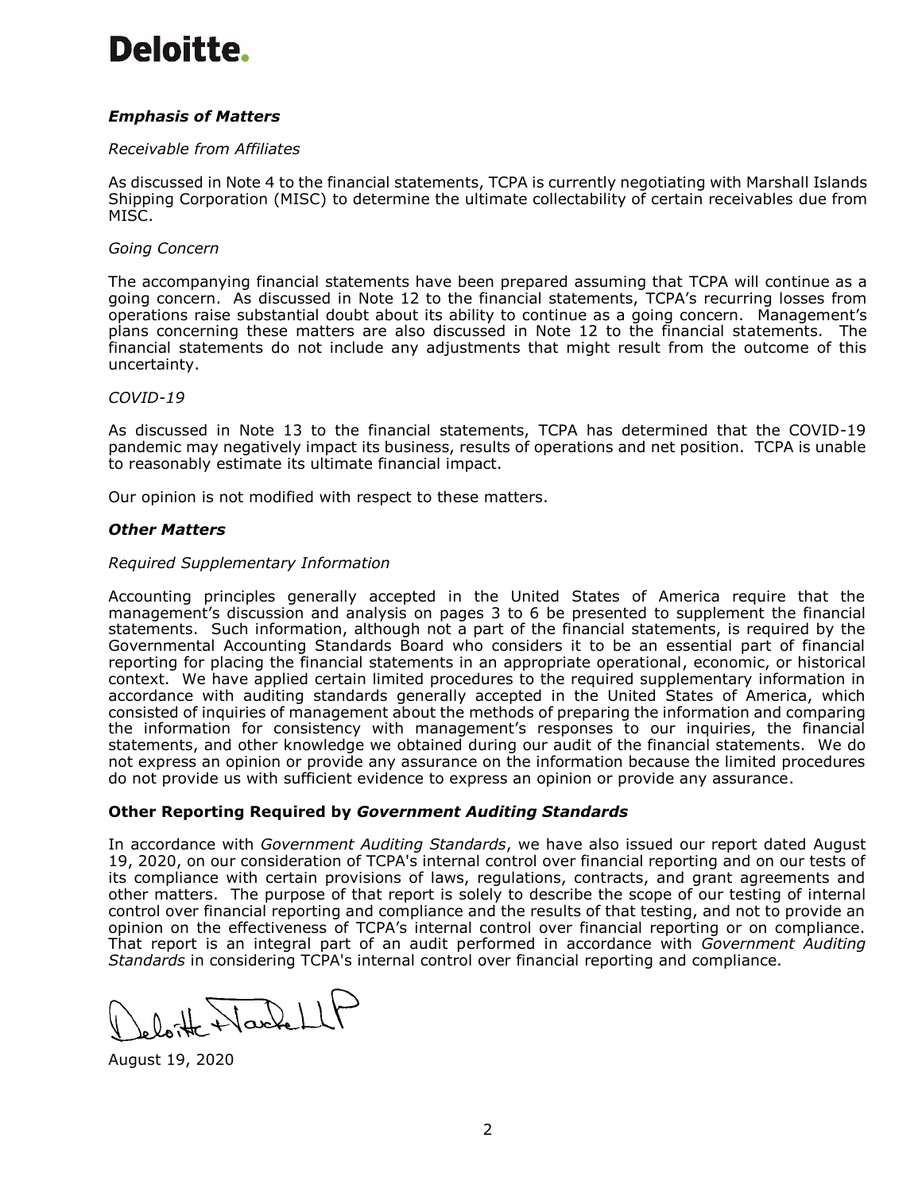**Deloitte.**

***Emphasis of Matters***

*Receivable from Affiliates*

As discussed in Note 4 to the financial statements, TCPA is currently negotiating with Marshall Islands Shipping Corporation (MISC) to determine the ultimate collectability of certain receivables due from MISC.

*Going Concern*

The accompanying financial statements have been prepared assuming that TCPA will continue as a going concern. As discussed in Note 12 to the financial statements, TCPA's recurring losses from operations raise substantial doubt about its ability to continue as a going concern. Management's plans concerning these matters are also discussed in Note 12 to the financial statements. The financial statements do not include any adjustments that might result from the outcome of this uncertainty.

*COVID-19*

As discussed in Note 13 to the financial statements, TCPA has determined that the COVID-19 pandemic may negatively impact its business, results of operations and net position. TCPA is unable to reasonably estimate its ultimate financial impact.

Our opinion is not modified with respect to these matters.

***Other Matters***

*Required Supplementary Information*

Accounting principles generally accepted in the United States of America require that the management's discussion and analysis on pages 3 to 6 be presented to supplement the financial statements. Such information, although not a part of the financial statements, is required by the Governmental Accounting Standards Board who considers it to be an essential part of financial reporting for placing the financial statements in an appropriate operational, economic, or historical context. We have applied certain limited procedures to the required supplementary information in accordance with auditing standards generally accepted in the United States of America, which consisted of inquiries of management about the methods of preparing the information and comparing the information for consistency with management's responses to our inquiries, the financial statements, and other knowledge we obtained during our audit of the financial statements. We do not express an opinion or provide any assurance on the information because the limited procedures do not provide us with sufficient evidence to express an opinion or provide any assurance.

**Other Reporting Required by *Government Auditing Standards***

In accordance with *Government Auditing Standards*, we have also issued our report dated August 19, 2020, on our consideration of TCPA's internal control over financial reporting and on our tests of its compliance with certain provisions of laws, regulations, contracts, and grant agreements and other matters. The purpose of that report is solely to describe the scope of our testing of internal control over financial reporting and compliance and the results of that testing, and not to provide an opinion on the effectiveness of TCPA's internal control over financial reporting or on compliance. That report is an integral part of an audit performed in accordance with *Government Auditing Standards* in considering TCPA's internal control over financial reporting and compliance.

Deloitte & Touche LLP

August 19, 2020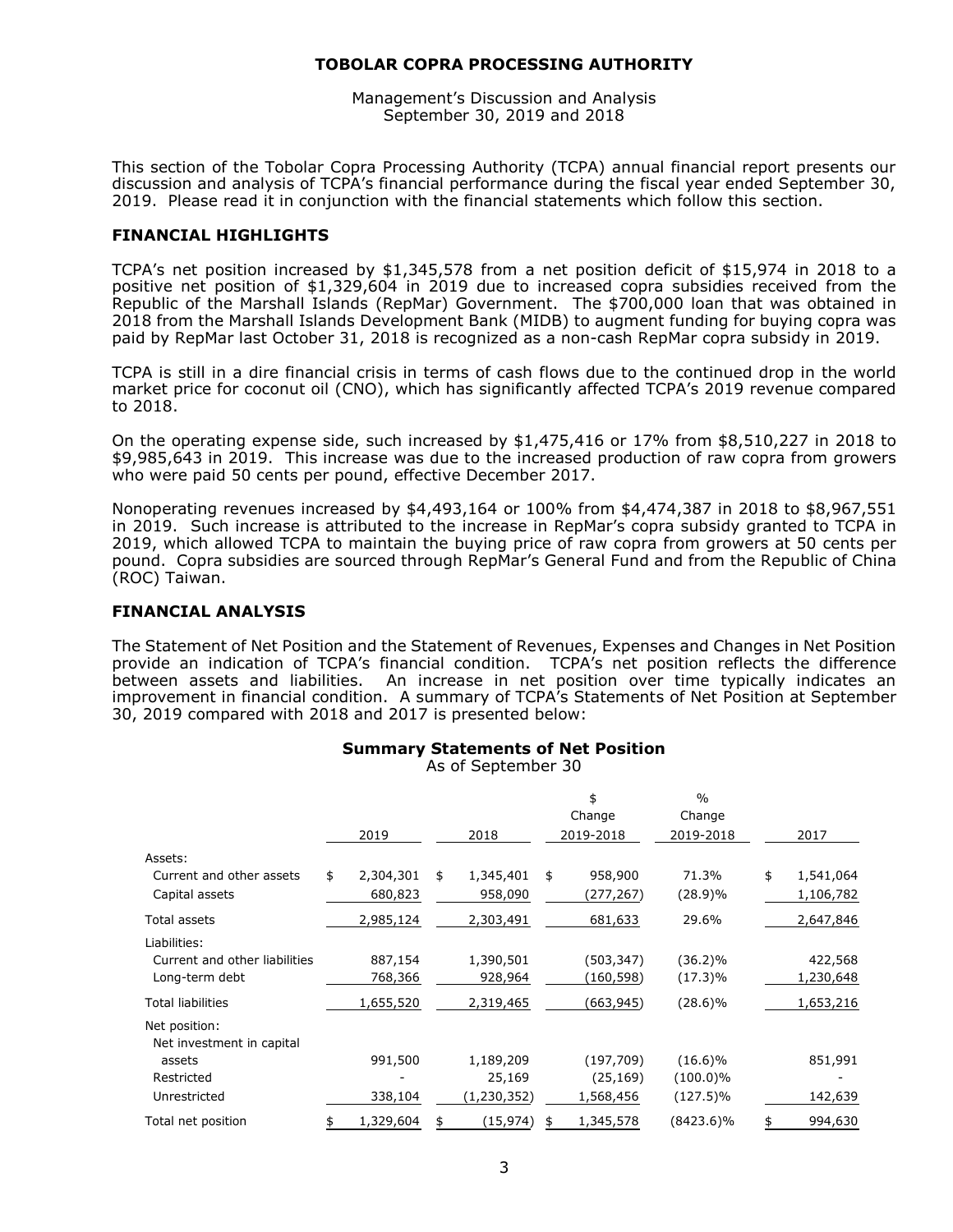# TOBOLAR COPRA PROCESSING AUTHORITY

Management's Discussion and Analysis
September 30, 2019 and 2018

This section of the Tobolar Copra Processing Authority (TCPA) annual financial report presents our discussion and analysis of TCPA's financial performance during the fiscal year ended September 30, 2019. Please read it in conjunction with the financial statements which follow this section.

## FINANCIAL HIGHLIGHTS

TCPA's net position increased by $1,345,578 from a net position deficit of $15,974 in 2018 to a positive net position of $1,329,604 in 2019 due to increased copra subsidies received from the Republic of the Marshall Islands (RepMar) Government. The $700,000 loan that was obtained in 2018 from the Marshall Islands Development Bank (MIDB) to augment funding for buying copra was paid by RepMar last October 31, 2018 is recognized as a non-cash RepMar copra subsidy in 2019.

TCPA is still in a dire financial crisis in terms of cash flows due to the continued drop in the world market price for coconut oil (CNO), which has significantly affected TCPA's 2019 revenue compared to 2018.

On the operating expense side, such increased by $1,475,416 or 17% from $8,510,227 in 2018 to $9,985,643 in 2019. This increase was due to the increased production of raw copra from growers who were paid 50 cents per pound, effective December 2017.

Nonoperating revenues increased by $4,493,164 or 100% from $4,474,387 in 2018 to $8,967,551 in 2019. Such increase is attributed to the increase in RepMar's copra subsidy granted to TCPA in 2019, which allowed TCPA to maintain the buying price of raw copra from growers at 50 cents per pound. Copra subsidies are sourced through RepMar's General Fund and from the Republic of China (ROC) Taiwan.

## FINANCIAL ANALYSIS

The Statement of Net Position and the Statement of Revenues, Expenses and Changes in Net Position provide an indication of TCPA's financial condition. TCPA's net position reflects the difference between assets and liabilities. An increase in net position over time typically indicates an improvement in financial condition. A summary of TCPA's Statements of Net Position at September 30, 2019 compared with 2018 and 2017 is presented below:

**Summary Statements of Net Position**
As of September 30

| | 2019 | 2018 | $ Change 2019-2018 | % Change 2019-2018 | 2017 |
|---|---|---|---|---|---|
| Assets: | | | | | |
| Current and other assets | $ 2,304,301 | $ 1,345,401 | $ 958,900 | 71.3% | $ 1,541,064 |
| Capital assets | 680,823 | 958,090 | (277,267) | (28.9)% | 1,106,782 |
| Total assets | 2,985,124 | 2,303,491 | 681,633 | 29.6% | 2,647,846 |
| Liabilities: | | | | | |
| Current and other liabilities | 887,154 | 1,390,501 | (503,347) | (36.2)% | 422,568 |
| Long-term debt | 768,366 | 928,964 | (160,598) | (17.3)% | 1,230,648 |
| Total liabilities | 1,655,520 | 2,319,465 | (663,945) | (28.6)% | 1,653,216 |
| Net position: | | | | | |
| Net investment in capital assets | 991,500 | 1,189,209 | (197,709) | (16.6)% | 851,991 |
| Restricted | - | 25,169 | (25,169) | (100.0)% | - |
| Unrestricted | 338,104 | (1,230,352) | 1,568,456 | (127.5)% | 142,639 |
| Total net position | $ 1,329,604 | $ (15,974) | $ 1,345,578 | (8423.6)% | $ 994,630 |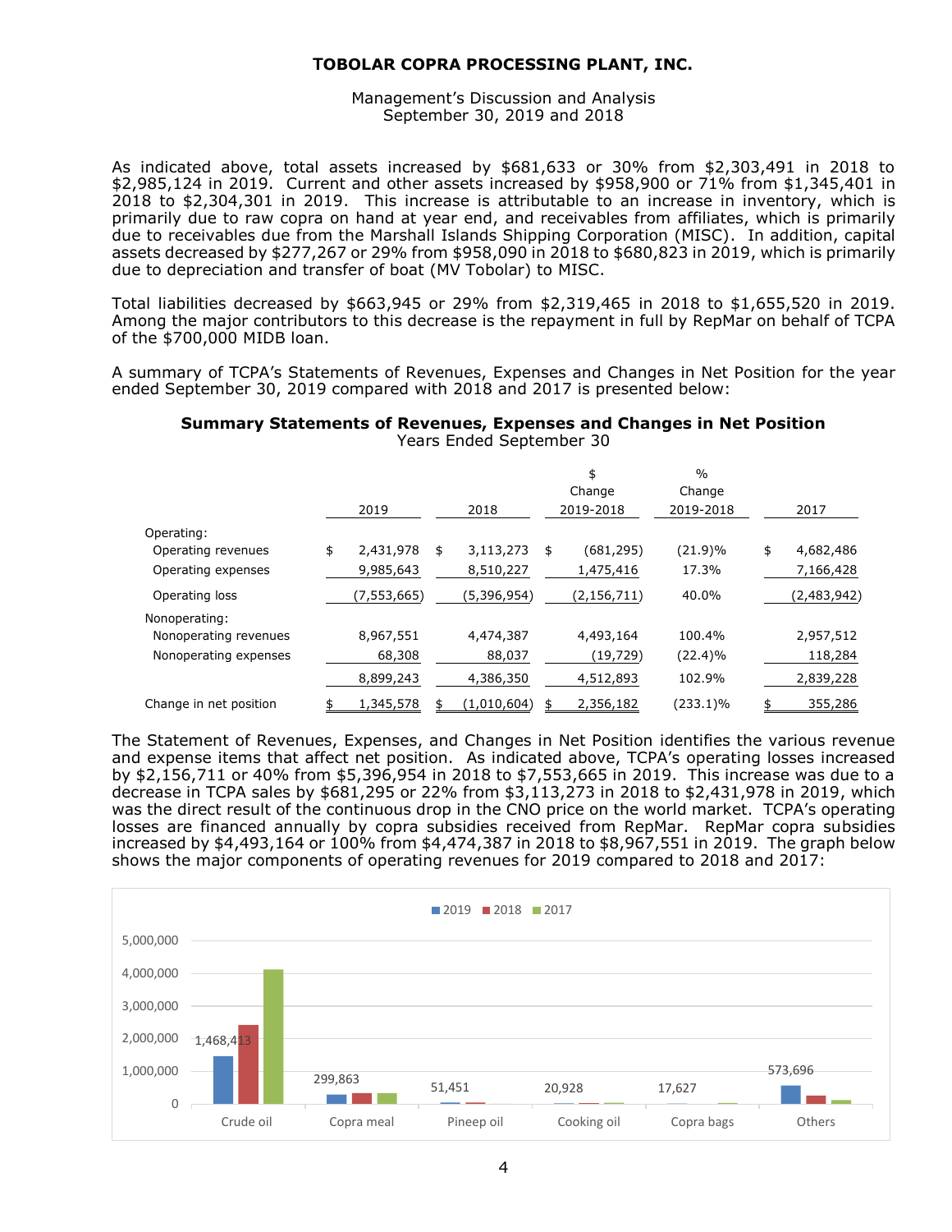As indicated above, total assets increased by $681,633 or 30% from $2,303,491 in 2018 to $2,985,124 in 2019. Current and other assets increased by $958,900 or 71% from $1,345,401 in 2018 to $2,304,301 in 2019. This increase is attributable to an increase in inventory, which is primarily due to raw copra on hand at year end, and receivables from affiliates, which is primarily due to receivables due from the Marshall Islands Shipping Corporation (MISC). In addition, capital assets decreased by $277,267 or 29% from $958,090 in 2018 to $680,823 in 2019, which is primarily due to depreciation and transfer of boat (MV Tobolar) to MISC.

Total liabilities decreased by $663,945 or 29% from $2,319,465 in 2018 to $1,655,520 in 2019. Among the major contributors to this decrease is the repayment in full by RepMar on behalf of TCPA of the $700,000 MIDB loan.

A summary of TCPA's Statements of Revenues, Expenses and Changes in Net Position for the year ended September 30, 2019 compared with 2018 and 2017 is presented below:

**Summary Statements of Revenues, Expenses and Changes in Net Position**
Years Ended September 30

| | 2019 | 2018 | \$ Change 2019-2018 | % Change 2019-2018 | 2017 |
|---|---|---|---|---|---|
| Operating: | | | | | |
| Operating revenues | $ 2,431,978 | $ 3,113,273 | $ (681,295) | (21.9)% | $ 4,682,486 |
| Operating expenses | 9,985,643 | 8,510,227 | 1,475,416 | 17.3% | 7,166,428 |
| Operating loss | (7,553,665) | (5,396,954) | (2,156,711) | 40.0% | (2,483,942) |
| Nonoperating: | | | | | |
| Nonoperating revenues | 8,967,551 | 4,474,387 | 4,493,164 | 100.4% | 2,957,512 |
| Nonoperating expenses | 68,308 | 88,037 | (19,729) | (22.4)% | 118,284 |
| | 8,899,243 | 4,386,350 | 4,512,893 | 102.9% | 2,839,228 |
| Change in net position | $ 1,345,578 | $ (1,010,604) | $ 2,356,182 | (233.1)% | $ 355,286 |

The Statement of Revenues, Expenses, and Changes in Net Position identifies the various revenue and expense items that affect net position. As indicated above, TCPA's operating losses increased by $2,156,711 or 40% from $5,396,954 in 2018 to $7,553,665 in 2019. This increase was due to a decrease in TCPA sales by $681,295 or 22% from $3,113,273 in 2018 to $2,431,978 in 2019, which was the direct result of the continuous drop in the CNO price on the world market. TCPA's operating losses are financed annually by copra subsidies received from RepMar. RepMar copra subsidies increased by $4,493,164 or 100% from $4,474,387 in 2018 to $8,967,551 in 2019. The graph below shows the major components of operating revenues for 2019 compared to 2018 and 2017: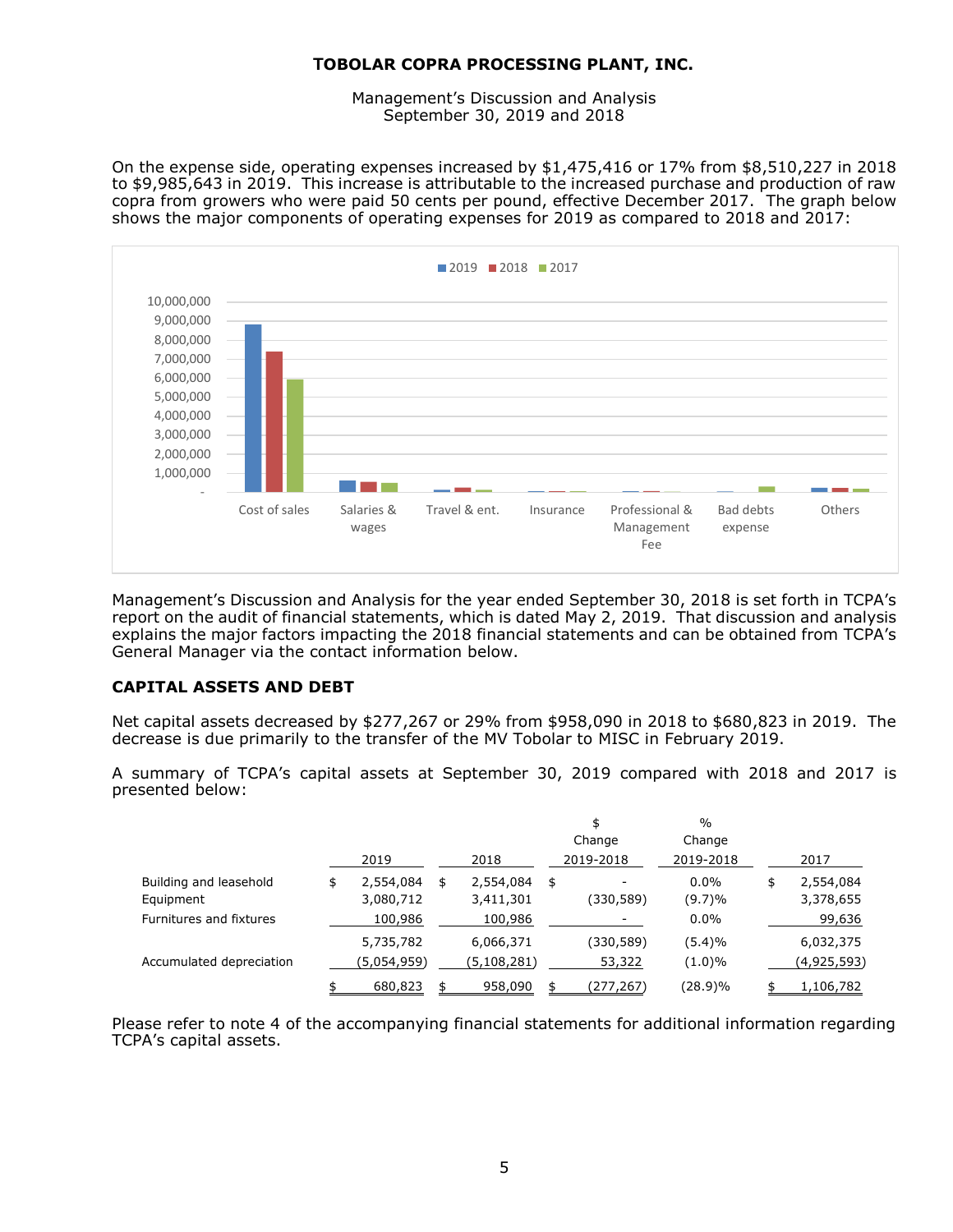On the expense side, operating expenses increased by $1,475,416 or 17% from $8,510,227 in 2018 to $9,985,643 in 2019. This increase is attributable to the increased purchase and production of raw copra from growers who were paid 50 cents per pound, effective December 2017. The graph below shows the major components of operating expenses for 2019 as compared to 2018 and 2017:

Management's Discussion and Analysis for the year ended September 30, 2018 is set forth in TCPA's report on the audit of financial statements, which is dated May 2, 2019. That discussion and analysis explains the major factors impacting the 2018 financial statements and can be obtained from TCPA's General Manager via the contact information below.

## CAPITAL ASSETS AND DEBT

Net capital assets decreased by $277,267 or 29% from $958,090 in 2018 to $680,823 in 2019. The decrease is due primarily to the transfer of the MV Tobolar to MISC in February 2019.

A summary of TCPA's capital assets at September 30, 2019 compared with 2018 and 2017 is presented below:

| | 2019 | 2018 | $ Change 2019-2018 | % Change 2019-2018 | 2017 |
|---|---|---|---|---|---|
| Building and leasehold | $ 2,554,084 | $ 2,554,084 | $ - | 0.0% | $ 2,554,084 |
| Equipment | 3,080,712 | 3,411,301 | (330,589) | (9.7)% | 3,378,655 |
| Furnitures and fixtures | 100,986 | 100,986 | - | 0.0% | 99,636 |
| | 5,735,782 | 6,066,371 | (330,589) | (5.4)% | 6,032,375 |
| Accumulated depreciation | (5,054,959) | (5,108,281) | 53,322 | (1.0)% | (4,925,593) |
| | $ 680,823 | $ 958,090 | $ (277,267) | (28.9)% | $ 1,106,782 |

Please refer to note 4 of the accompanying financial statements for additional information regarding TCPA's capital assets.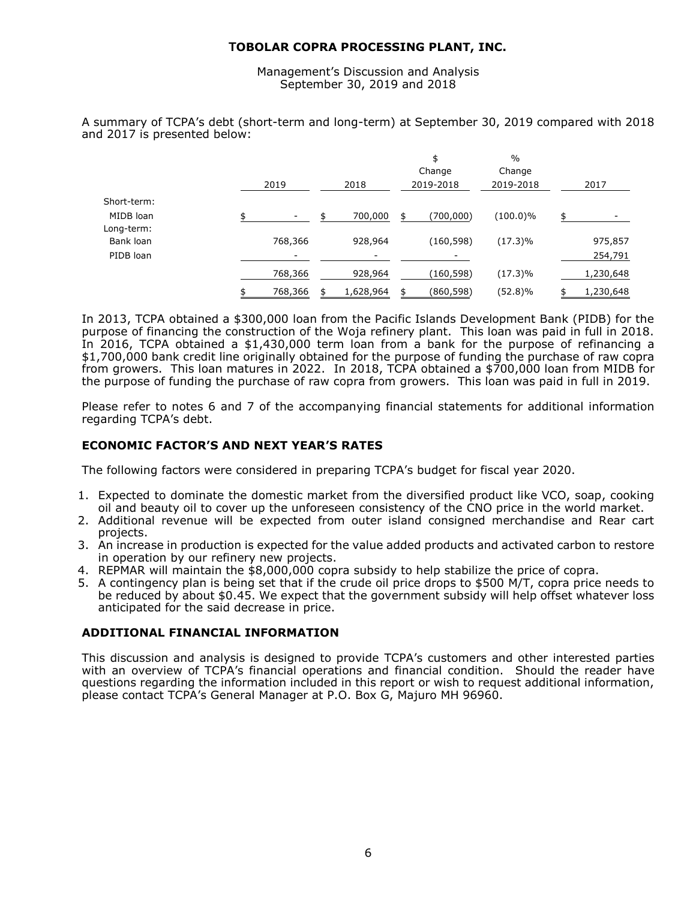TOBOLAR COPRA PROCESSING PLANT, INC.

Management's Discussion and Analysis
September 30, 2019 and 2018

A summary of TCPA's debt (short-term and long-term) at September 30, 2019 compared with 2018 and 2017 is presented below:

| | 2019 | 2018 | $ Change 2019-2018 | % Change 2019-2018 | 2017 |
|---|---|---|---|---|---|
| Short-term: | | | | | |
| MIDB loan | $ - | $ 700,000 | $ (700,000) | (100.0)% | $ - |
| Long-term: | | | | | |
| Bank loan | 768,366 | 928,964 | (160,598) | (17.3)% | 975,857 |
| PIDB loan | - | - | - | | 254,791 |
| | 768,366 | 928,964 | (160,598) | (17.3)% | 1,230,648 |
| | $ 768,366 | $ 1,628,964 | $ (860,598) | (52.8)% | $ 1,230,648 |

In 2013, TCPA obtained a $300,000 loan from the Pacific Islands Development Bank (PIDB) for the purpose of financing the construction of the Woja refinery plant. This loan was paid in full in 2018. In 2016, TCPA obtained a $1,430,000 term loan from a bank for the purpose of refinancing a $1,700,000 bank credit line originally obtained for the purpose of funding the purchase of raw copra from growers. This loan matures in 2022. In 2018, TCPA obtained a $700,000 loan from MIDB for the purpose of funding the purchase of raw copra from growers. This loan was paid in full in 2019.

Please refer to notes 6 and 7 of the accompanying financial statements for additional information regarding TCPA's debt.

## ECONOMIC FACTOR'S AND NEXT YEAR'S RATES

The following factors were considered in preparing TCPA's budget for fiscal year 2020.

1. Expected to dominate the domestic market from the diversified product like VCO, soap, cooking oil and beauty oil to cover up the unforeseen consistency of the CNO price in the world market.
2. Additional revenue will be expected from outer island consigned merchandise and Rear cart projects.
3. An increase in production is expected for the value added products and activated carbon to restore in operation by our refinery new projects.
4. REPMAR will maintain the $8,000,000 copra subsidy to help stabilize the price of copra.
5. A contingency plan is being set that if the crude oil price drops to $500 M/T, copra price needs to be reduced by about $0.45. We expect that the government subsidy will help offset whatever loss anticipated for the said decrease in price.

## ADDITIONAL FINANCIAL INFORMATION

This discussion and analysis is designed to provide TCPA's customers and other interested parties with an overview of TCPA's financial operations and financial condition. Should the reader have questions regarding the information included in this report or wish to request additional information, please contact TCPA's General Manager at P.O. Box G, Majuro MH 96960.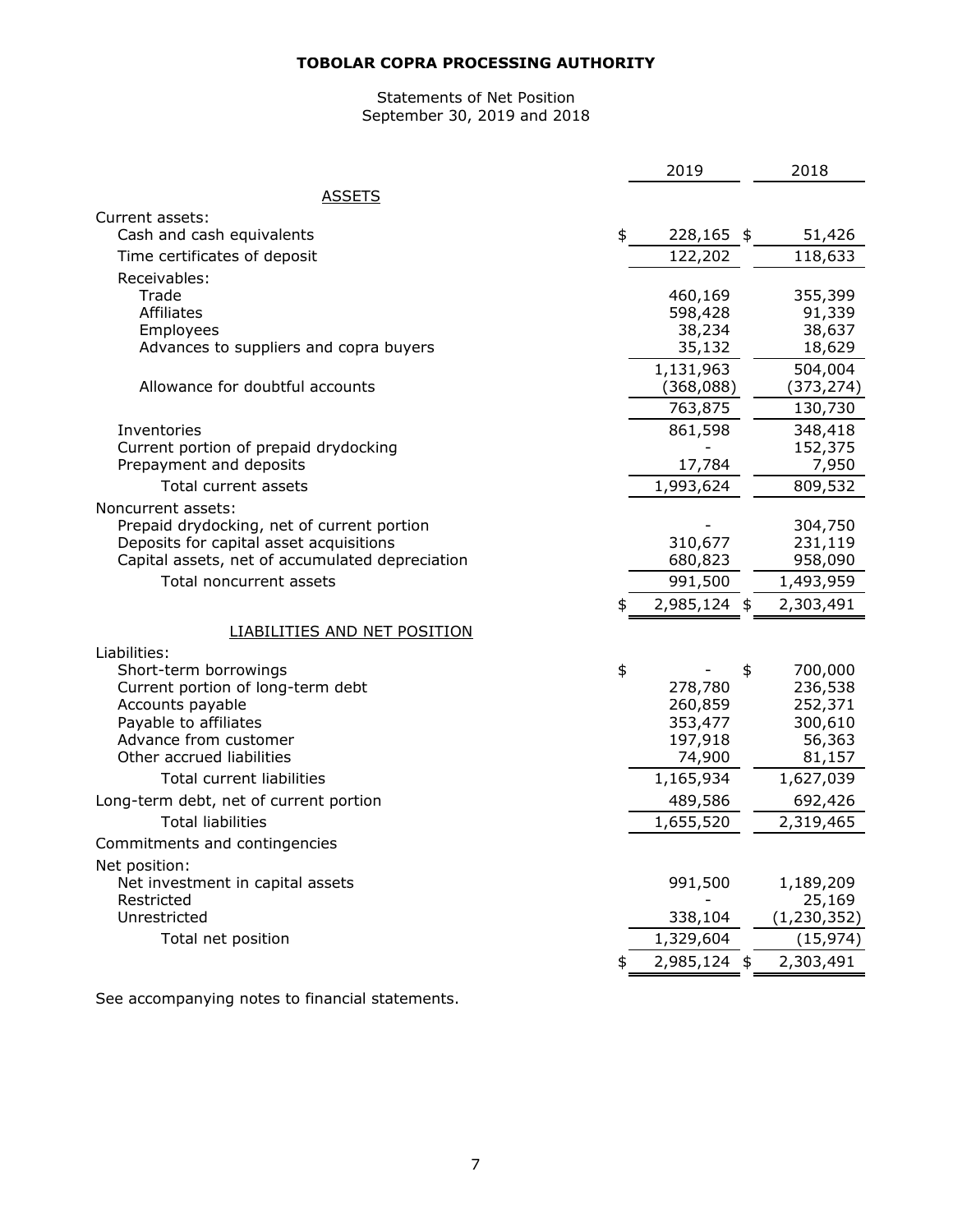**TOBOLAR COPRA PROCESSING AUTHORITY**

Statements of Net Position
September 30, 2019 and 2018

| | 2019 | 2018 |
|---|---|---|
| ASSETS | | |
| Current assets: | | |
| Cash and cash equivalents | $ 228,165 | $ 51,426 |
| Time certificates of deposit | 122,202 | 118,633 |
| Receivables: | | |
| Trade | 460,169 | 355,399 |
| Affiliates | 598,428 | 91,339 |
| Employees | 38,234 | 38,637 |
| Advances to suppliers and copra buyers | 35,132 | 18,629 |
| | 1,131,963 | 504,004 |
| Allowance for doubtful accounts | (368,088) | (373,274) |
| | 763,875 | 130,730 |
| Inventories | 861,598 | 348,418 |
| Current portion of prepaid drydocking | - | 152,375 |
| Prepayment and deposits | 17,784 | 7,950 |
| Total current assets | 1,993,624 | 809,532 |
| Noncurrent assets: | | |
| Prepaid drydocking, net of current portion | - | 304,750 |
| Deposits for capital asset acquisitions | 310,677 | 231,119 |
| Capital assets, net of accumulated depreciation | 680,823 | 958,090 |
| Total noncurrent assets | 991,500 | 1,493,959 |
| | $ 2,985,124 | $ 2,303,491 |
| LIABILITIES AND NET POSITION | | |
| Liabilities: | | |
| Short-term borrowings | $ - | $ 700,000 |
| Current portion of long-term debt | 278,780 | 236,538 |
| Accounts payable | 260,859 | 252,371 |
| Payable to affiliates | 353,477 | 300,610 |
| Advance from customer | 197,918 | 56,363 |
| Other accrued liabilities | 74,900 | 81,157 |
| Total current liabilities | 1,165,934 | 1,627,039 |
| Long-term debt, net of current portion | 489,586 | 692,426 |
| Total liabilities | 1,655,520 | 2,319,465 |
| Commitments and contingencies | | |
| Net position: | | |
| Net investment in capital assets | 991,500 | 1,189,209 |
| Restricted | - | 25,169 |
| Unrestricted | 338,104 | (1,230,352) |
| Total net position | 1,329,604 | (15,974) |
| | $ 2,985,124 | $ 2,303,491 |

See accompanying notes to financial statements.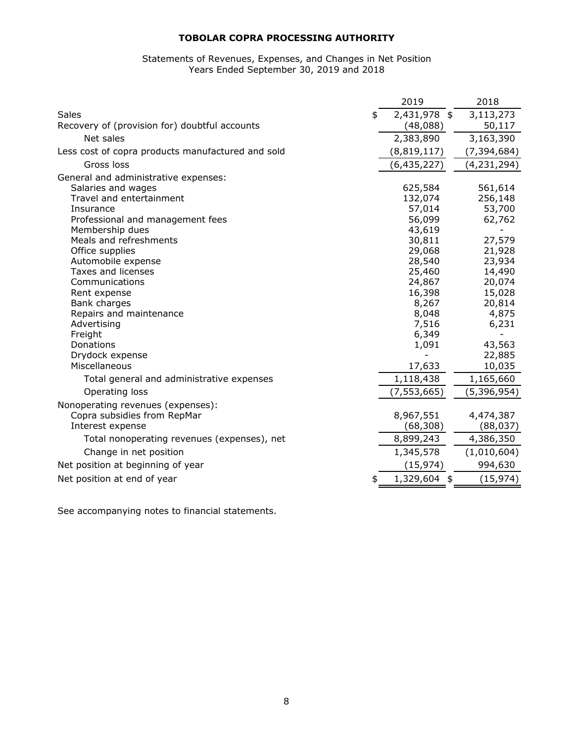# TOBOLAR COPRA PROCESSING AUTHORITY

Statements of Revenues, Expenses, and Changes in Net Position
Years Ended September 30, 2019 and 2018

| | 2019 | 2018 |
|---|---|---|
| Sales | $ 2,431,978 | $ 3,113,273 |
| Recovery of (provision for) doubtful accounts | (48,088) | 50,117 |
| Net sales | 2,383,890 | 3,163,390 |
| Less cost of copra products manufactured and sold | (8,819,117) | (7,394,684) |
| Gross loss | (6,435,227) | (4,231,294) |
| General and administrative expenses: | | |
| Salaries and wages | 625,584 | 561,614 |
| Travel and entertainment | 132,074 | 256,148 |
| Insurance | 57,014 | 53,700 |
| Professional and management fees | 56,099 | 62,762 |
| Membership dues | 43,619 | - |
| Meals and refreshments | 30,811 | 27,579 |
| Office supplies | 29,068 | 21,928 |
| Automobile expense | 28,540 | 23,934 |
| Taxes and licenses | 25,460 | 14,490 |
| Communications | 24,867 | 20,074 |
| Rent expense | 16,398 | 15,028 |
| Bank charges | 8,267 | 20,814 |
| Repairs and maintenance | 8,048 | 4,875 |
| Advertising | 7,516 | 6,231 |
| Freight | 6,349 | - |
| Donations | 1,091 | 43,563 |
| Drydock expense | - | 22,885 |
| Miscellaneous | 17,633 | 10,035 |
| Total general and administrative expenses | 1,118,438 | 1,165,660 |
| Operating loss | (7,553,665) | (5,396,954) |
| Nonoperating revenues (expenses): | | |
| Copra subsidies from RepMar | 8,967,551 | 4,474,387 |
| Interest expense | (68,308) | (88,037) |
| Total nonoperating revenues (expenses), net | 8,899,243 | 4,386,350 |
| Change in net position | 1,345,578 | (1,010,604) |
| Net position at beginning of year | (15,974) | 994,630 |
| Net position at end of year | $ 1,329,604 | $ (15,974) |

See accompanying notes to financial statements.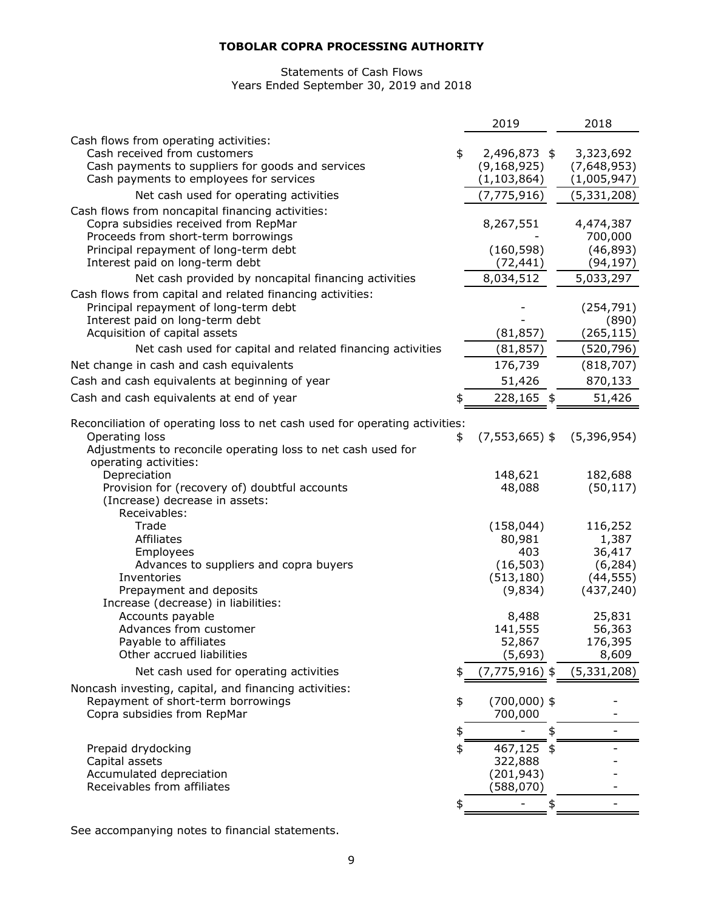**TOBOLAR COPRA PROCESSING AUTHORITY**

Statements of Cash Flows
Years Ended September 30, 2019 and 2018

| | 2019 | 2018 |
|---|---|---|
| Cash flows from operating activities: | | |
| Cash received from customers | $ 2,496,873 | $ 3,323,692 |
| Cash payments to suppliers for goods and services | (9,168,925) | (7,648,953) |
| Cash payments to employees for services | (1,103,864) | (1,005,947) |
| Net cash used for operating activities | (7,775,916) | (5,331,208) |
| Cash flows from noncapital financing activities: | | |
| Copra subsidies received from RepMar | 8,267,551 | 4,474,387 |
| Proceeds from short-term borrowings | - | 700,000 |
| Principal repayment of long-term debt | (160,598) | (46,893) |
| Interest paid on long-term debt | (72,441) | (94,197) |
| Net cash provided by noncapital financing activities | 8,034,512 | 5,033,297 |
| Cash flows from capital and related financing activities: | | |
| Principal repayment of long-term debt | - | (254,791) |
| Interest paid on long-term debt | - | (890) |
| Acquisition of capital assets | (81,857) | (265,115) |
| Net cash used for capital and related financing activities | (81,857) | (520,796) |
| Net change in cash and cash equivalents | 176,739 | (818,707) |
| Cash and cash equivalents at beginning of year | 51,426 | 870,133 |
| Cash and cash equivalents at end of year | $ 228,165 | $ 51,426 |
| Reconciliation of operating loss to net cash used for operating activities: | | |
| Operating loss | $ (7,553,665) | $ (5,396,954) |
| Adjustments to reconcile operating loss to net cash used for operating activities: | | |
| Depreciation | 148,621 | 182,688 |
| Provision for (recovery of) doubtful accounts | 48,088 | (50,117) |
| (Increase) decrease in assets: | | |
| Receivables: | | |
| Trade | (158,044) | 116,252 |
| Affiliates | 80,981 | 1,387 |
| Employees | 403 | 36,417 |
| Advances to suppliers and copra buyers | (16,503) | (6,284) |
| Inventories | (513,180) | (44,555) |
| Prepayment and deposits | (9,834) | (437,240) |
| Increase (decrease) in liabilities: | | |
| Accounts payable | 8,488 | 25,831 |
| Advances from customer | 141,555 | 56,363 |
| Payable to affiliates | 52,867 | 176,395 |
| Other accrued liabilities | (5,693) | 8,609 |
| Net cash used for operating activities | $ (7,775,916) | $ (5,331,208) |
| Noncash investing, capital, and financing activities: | | |
| Repayment of short-term borrowings | $ (700,000) | $ - |
| Copra subsidies from RepMar | 700,000 | - |
| | $ - | $ - |
| Prepaid drydocking | $ 467,125 | $ - |
| Capital assets | 322,888 | - |
| Accumulated depreciation | (201,943) | - |
| Receivables from affiliates | (588,070) | - |
| | $ - | $ - |

See accompanying notes to financial statements.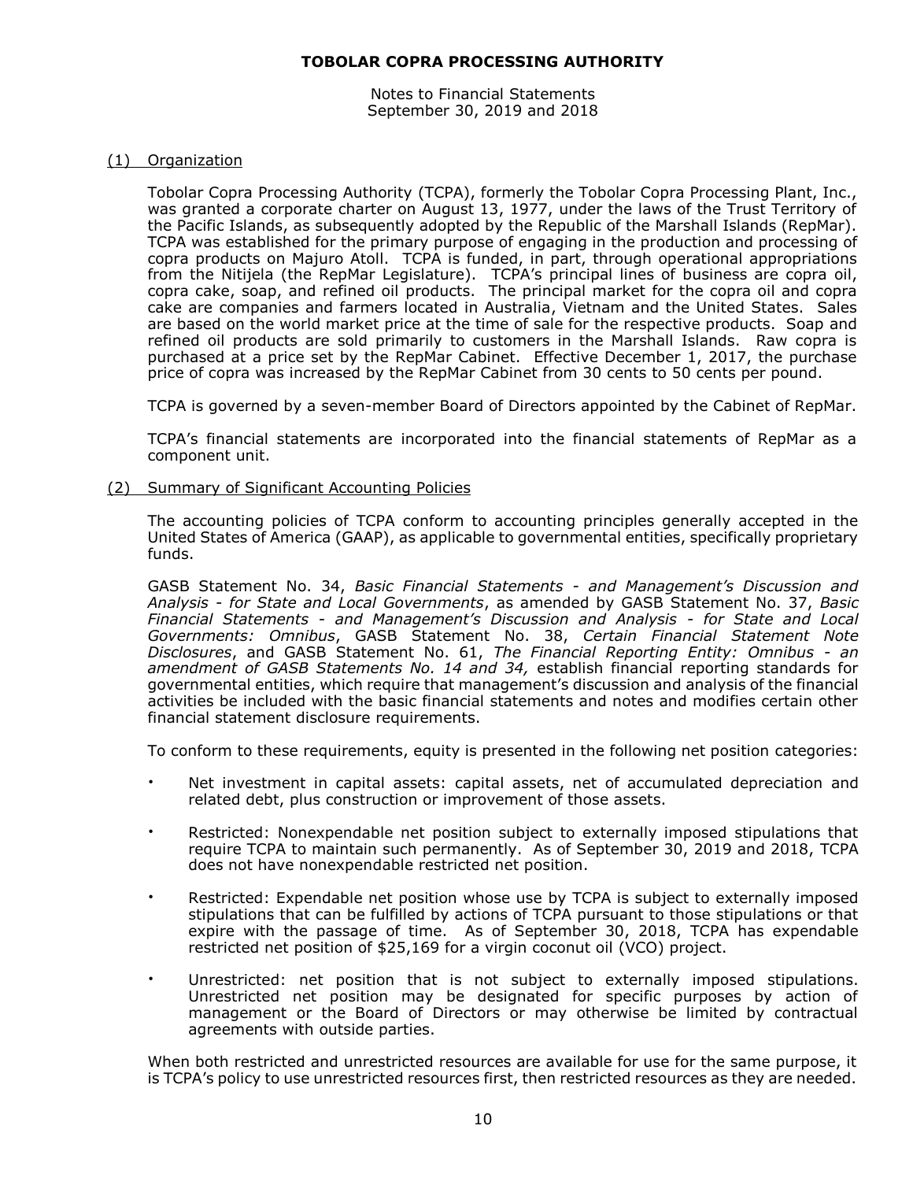# TOBOLAR COPRA PROCESSING AUTHORITY

Notes to Financial Statements
September 30, 2019 and 2018

## (1) Organization

Tobolar Copra Processing Authority (TCPA), formerly the Tobolar Copra Processing Plant, Inc., was granted a corporate charter on August 13, 1977, under the laws of the Trust Territory of the Pacific Islands, as subsequently adopted by the Republic of the Marshall Islands (RepMar). TCPA was established for the primary purpose of engaging in the production and processing of copra products on Majuro Atoll. TCPA is funded, in part, through operational appropriations from the Nitijela (the RepMar Legislature). TCPA's principal lines of business are copra oil, copra cake, soap, and refined oil products. The principal market for the copra oil and copra cake are companies and farmers located in Australia, Vietnam and the United States. Sales are based on the world market price at the time of sale for the respective products. Soap and refined oil products are sold primarily to customers in the Marshall Islands. Raw copra is purchased at a price set by the RepMar Cabinet. Effective December 1, 2017, the purchase price of copra was increased by the RepMar Cabinet from 30 cents to 50 cents per pound.

TCPA is governed by a seven-member Board of Directors appointed by the Cabinet of RepMar.

TCPA's financial statements are incorporated into the financial statements of RepMar as a component unit.

## (2) Summary of Significant Accounting Policies

The accounting policies of TCPA conform to accounting principles generally accepted in the United States of America (GAAP), as applicable to governmental entities, specifically proprietary funds.

GASB Statement No. 34, *Basic Financial Statements - and Management's Discussion and Analysis - for State and Local Governments*, as amended by GASB Statement No. 37, *Basic Financial Statements - and Management's Discussion and Analysis - for State and Local Governments: Omnibus*, GASB Statement No. 38, *Certain Financial Statement Note Disclosures*, and GASB Statement No. 61, *The Financial Reporting Entity: Omnibus - an amendment of GASB Statements No. 14 and 34,* establish financial reporting standards for governmental entities, which require that management's discussion and analysis of the financial activities be included with the basic financial statements and notes and modifies certain other financial statement disclosure requirements.

To conform to these requirements, equity is presented in the following net position categories:

- Net investment in capital assets: capital assets, net of accumulated depreciation and related debt, plus construction or improvement of those assets.
- Restricted: Nonexpendable net position subject to externally imposed stipulations that require TCPA to maintain such permanently. As of September 30, 2019 and 2018, TCPA does not have nonexpendable restricted net position.
- Restricted: Expendable net position whose use by TCPA is subject to externally imposed stipulations that can be fulfilled by actions of TCPA pursuant to those stipulations or that expire with the passage of time. As of September 30, 2018, TCPA has expendable restricted net position of $25,169 for a virgin coconut oil (VCO) project.
- Unrestricted: net position that is not subject to externally imposed stipulations. Unrestricted net position may be designated for specific purposes by action of management or the Board of Directors or may otherwise be limited by contractual agreements with outside parties.

When both restricted and unrestricted resources are available for use for the same purpose, it is TCPA's policy to use unrestricted resources first, then restricted resources as they are needed.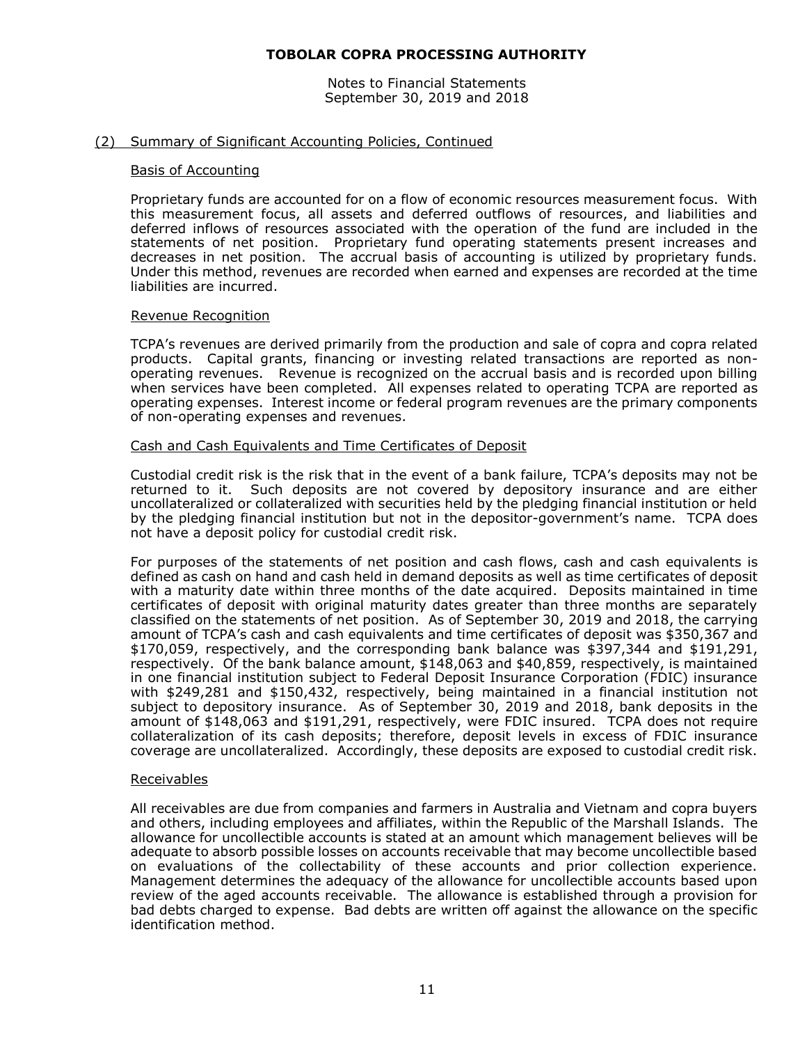## TOBOLAR COPRA PROCESSING AUTHORITY

Notes to Financial Statements
September 30, 2019 and 2018

### (2) Summary of Significant Accounting Policies, Continued

#### Basis of Accounting

Proprietary funds are accounted for on a flow of economic resources measurement focus. With this measurement focus, all assets and deferred outflows of resources, and liabilities and deferred inflows of resources associated with the operation of the fund are included in the statements of net position. Proprietary fund operating statements present increases and decreases in net position. The accrual basis of accounting is utilized by proprietary funds. Under this method, revenues are recorded when earned and expenses are recorded at the time liabilities are incurred.

#### Revenue Recognition

TCPA's revenues are derived primarily from the production and sale of copra and copra related products. Capital grants, financing or investing related transactions are reported as non-operating revenues. Revenue is recognized on the accrual basis and is recorded upon billing when services have been completed. All expenses related to operating TCPA are reported as operating expenses. Interest income or federal program revenues are the primary components of non-operating expenses and revenues.

#### Cash and Cash Equivalents and Time Certificates of Deposit

Custodial credit risk is the risk that in the event of a bank failure, TCPA's deposits may not be returned to it. Such deposits are not covered by depository insurance and are either uncollateralized or collateralized with securities held by the pledging financial institution or held by the pledging financial institution but not in the depositor-government's name. TCPA does not have a deposit policy for custodial credit risk.

For purposes of the statements of net position and cash flows, cash and cash equivalents is defined as cash on hand and cash held in demand deposits as well as time certificates of deposit with a maturity date within three months of the date acquired. Deposits maintained in time certificates of deposit with original maturity dates greater than three months are separately classified on the statements of net position. As of September 30, 2019 and 2018, the carrying amount of TCPA's cash and cash equivalents and time certificates of deposit was $350,367 and $170,059, respectively, and the corresponding bank balance was $397,344 and $191,291, respectively. Of the bank balance amount, $148,063 and $40,859, respectively, is maintained in one financial institution subject to Federal Deposit Insurance Corporation (FDIC) insurance with $249,281 and $150,432, respectively, being maintained in a financial institution not subject to depository insurance. As of September 30, 2019 and 2018, bank deposits in the amount of $148,063 and $191,291, respectively, were FDIC insured. TCPA does not require collateralization of its cash deposits; therefore, deposit levels in excess of FDIC insurance coverage are uncollateralized. Accordingly, these deposits are exposed to custodial credit risk.

#### Receivables

All receivables are due from companies and farmers in Australia and Vietnam and copra buyers and others, including employees and affiliates, within the Republic of the Marshall Islands. The allowance for uncollectible accounts is stated at an amount which management believes will be adequate to absorb possible losses on accounts receivable that may become uncollectible based on evaluations of the collectability of these accounts and prior collection experience. Management determines the adequacy of the allowance for uncollectible accounts based upon review of the aged accounts receivable. The allowance is established through a provision for bad debts charged to expense. Bad debts are written off against the allowance on the specific identification method.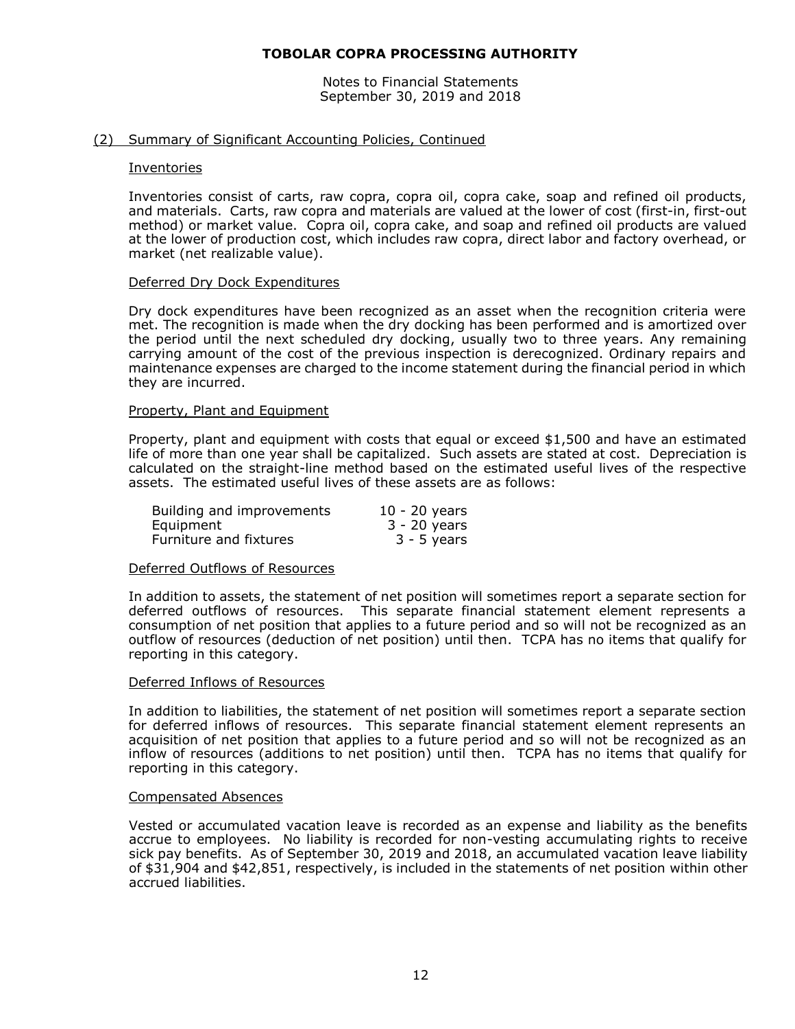## (2) Summary of Significant Accounting Policies, Continued

### Inventories

Inventories consist of carts, raw copra, copra oil, copra cake, soap and refined oil products, and materials. Carts, raw copra and materials are valued at the lower of cost (first-in, first-out method) or market value. Copra oil, copra cake, and soap and refined oil products are valued at the lower of production cost, which includes raw copra, direct labor and factory overhead, or market (net realizable value).

### Deferred Dry Dock Expenditures

Dry dock expenditures have been recognized as an asset when the recognition criteria were met. The recognition is made when the dry docking has been performed and is amortized over the period until the next scheduled dry docking, usually two to three years. Any remaining carrying amount of the cost of the previous inspection is derecognized. Ordinary repairs and maintenance expenses are charged to the income statement during the financial period in which they are incurred.

### Property, Plant and Equipment

Property, plant and equipment with costs that equal or exceed $1,500 and have an estimated life of more than one year shall be capitalized. Such assets are stated at cost. Depreciation is calculated on the straight-line method based on the estimated useful lives of the respective assets. The estimated useful lives of these assets are as follows:

| | |
|---|---|
| Building and improvements | 10 - 20 years |
| Equipment | 3 - 20 years |
| Furniture and fixtures | 3 - 5 years |

### Deferred Outflows of Resources

In addition to assets, the statement of net position will sometimes report a separate section for deferred outflows of resources. This separate financial statement element represents a consumption of net position that applies to a future period and so will not be recognized as an outflow of resources (deduction of net position) until then. TCPA has no items that qualify for reporting in this category.

### Deferred Inflows of Resources

In addition to liabilities, the statement of net position will sometimes report a separate section for deferred inflows of resources. This separate financial statement element represents an acquisition of net position that applies to a future period and so will not be recognized as an inflow of resources (additions to net position) until then. TCPA has no items that qualify for reporting in this category.

### Compensated Absences

Vested or accumulated vacation leave is recorded as an expense and liability as the benefits accrue to employees. No liability is recorded for non-vesting accumulating rights to receive sick pay benefits. As of September 30, 2019 and 2018, an accumulated vacation leave liability of $31,904 and $42,851, respectively, is included in the statements of net position within other accrued liabilities.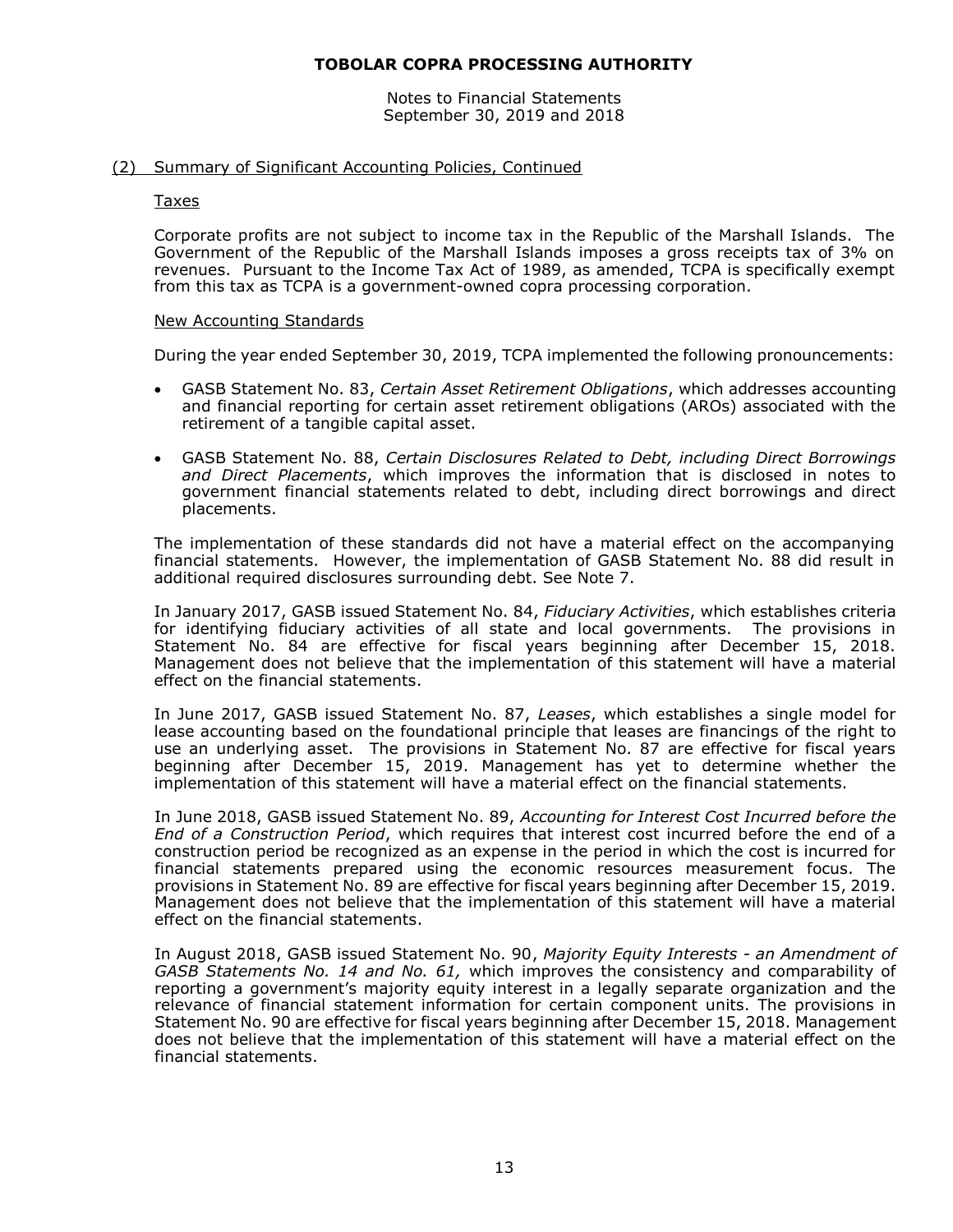# TOBOLAR COPRA PROCESSING AUTHORITY

Notes to Financial Statements
September 30, 2019 and 2018

## (2) Summary of Significant Accounting Policies, Continued

### Taxes

Corporate profits are not subject to income tax in the Republic of the Marshall Islands. The Government of the Republic of the Marshall Islands imposes a gross receipts tax of 3% on revenues. Pursuant to the Income Tax Act of 1989, as amended, TCPA is specifically exempt from this tax as TCPA is a government-owned copra processing corporation.

### New Accounting Standards

During the year ended September 30, 2019, TCPA implemented the following pronouncements:

- GASB Statement No. 83, *Certain Asset Retirement Obligations*, which addresses accounting and financial reporting for certain asset retirement obligations (AROs) associated with the retirement of a tangible capital asset.
- GASB Statement No. 88, *Certain Disclosures Related to Debt, including Direct Borrowings and Direct Placements*, which improves the information that is disclosed in notes to government financial statements related to debt, including direct borrowings and direct placements.

The implementation of these standards did not have a material effect on the accompanying financial statements. However, the implementation of GASB Statement No. 88 did result in additional required disclosures surrounding debt. See Note 7.

In January 2017, GASB issued Statement No. 84, *Fiduciary Activities*, which establishes criteria for identifying fiduciary activities of all state and local governments. The provisions in Statement No. 84 are effective for fiscal years beginning after December 15, 2018. Management does not believe that the implementation of this statement will have a material effect on the financial statements.

In June 2017, GASB issued Statement No. 87, *Leases*, which establishes a single model for lease accounting based on the foundational principle that leases are financings of the right to use an underlying asset. The provisions in Statement No. 87 are effective for fiscal years beginning after December 15, 2019. Management has yet to determine whether the implementation of this statement will have a material effect on the financial statements.

In June 2018, GASB issued Statement No. 89, *Accounting for Interest Cost Incurred before the End of a Construction Period*, which requires that interest cost incurred before the end of a construction period be recognized as an expense in the period in which the cost is incurred for financial statements prepared using the economic resources measurement focus. The provisions in Statement No. 89 are effective for fiscal years beginning after December 15, 2019. Management does not believe that the implementation of this statement will have a material effect on the financial statements.

In August 2018, GASB issued Statement No. 90, *Majority Equity Interests - an Amendment of GASB Statements No. 14 and No. 61,* which improves the consistency and comparability of reporting a government's majority equity interest in a legally separate organization and the relevance of financial statement information for certain component units. The provisions in Statement No. 90 are effective for fiscal years beginning after December 15, 2018. Management does not believe that the implementation of this statement will have a material effect on the financial statements.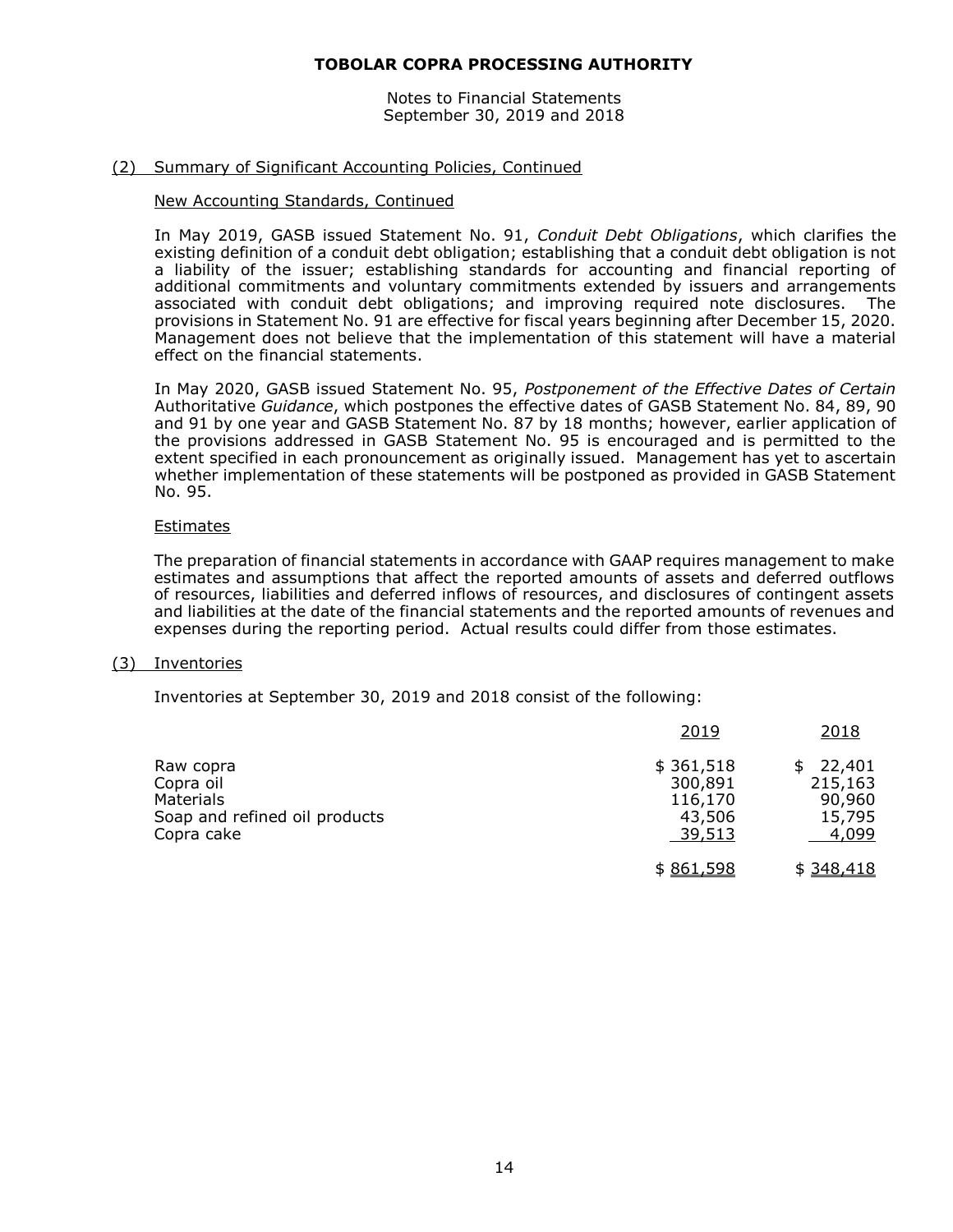## (2) Summary of Significant Accounting Policies, Continued

### New Accounting Standards, Continued

In May 2019, GASB issued Statement No. 91, *Conduit Debt Obligations*, which clarifies the existing definition of a conduit debt obligation; establishing that a conduit debt obligation is not a liability of the issuer; establishing standards for accounting and financial reporting of additional commitments and voluntary commitments extended by issuers and arrangements associated with conduit debt obligations; and improving required note disclosures. The provisions in Statement No. 91 are effective for fiscal years beginning after December 15, 2020. Management does not believe that the implementation of this statement will have a material effect on the financial statements.

In May 2020, GASB issued Statement No. 95, *Postponement of the Effective Dates of Certain* Authoritative *Guidance*, which postpones the effective dates of GASB Statement No. 84, 89, 90 and 91 by one year and GASB Statement No. 87 by 18 months; however, earlier application of the provisions addressed in GASB Statement No. 95 is encouraged and is permitted to the extent specified in each pronouncement as originally issued. Management has yet to ascertain whether implementation of these statements will be postponed as provided in GASB Statement No. 95.

### Estimates

The preparation of financial statements in accordance with GAAP requires management to make estimates and assumptions that affect the reported amounts of assets and deferred outflows of resources, liabilities and deferred inflows of resources, and disclosures of contingent assets and liabilities at the date of the financial statements and the reported amounts of revenues and expenses during the reporting period. Actual results could differ from those estimates.

## (3) Inventories

Inventories at September 30, 2019 and 2018 consist of the following:

| | 2019 | 2018 |
|---|---|---|
| Raw copra | $ 361,518 | $ 22,401 |
| Copra oil | 300,891 | 215,163 |
| Materials | 116,170 | 90,960 |
| Soap and refined oil products | 43,506 | 15,795 |
| Copra cake | 39,513 | 4,099 |
| | $ 861,598 | $ 348,418 |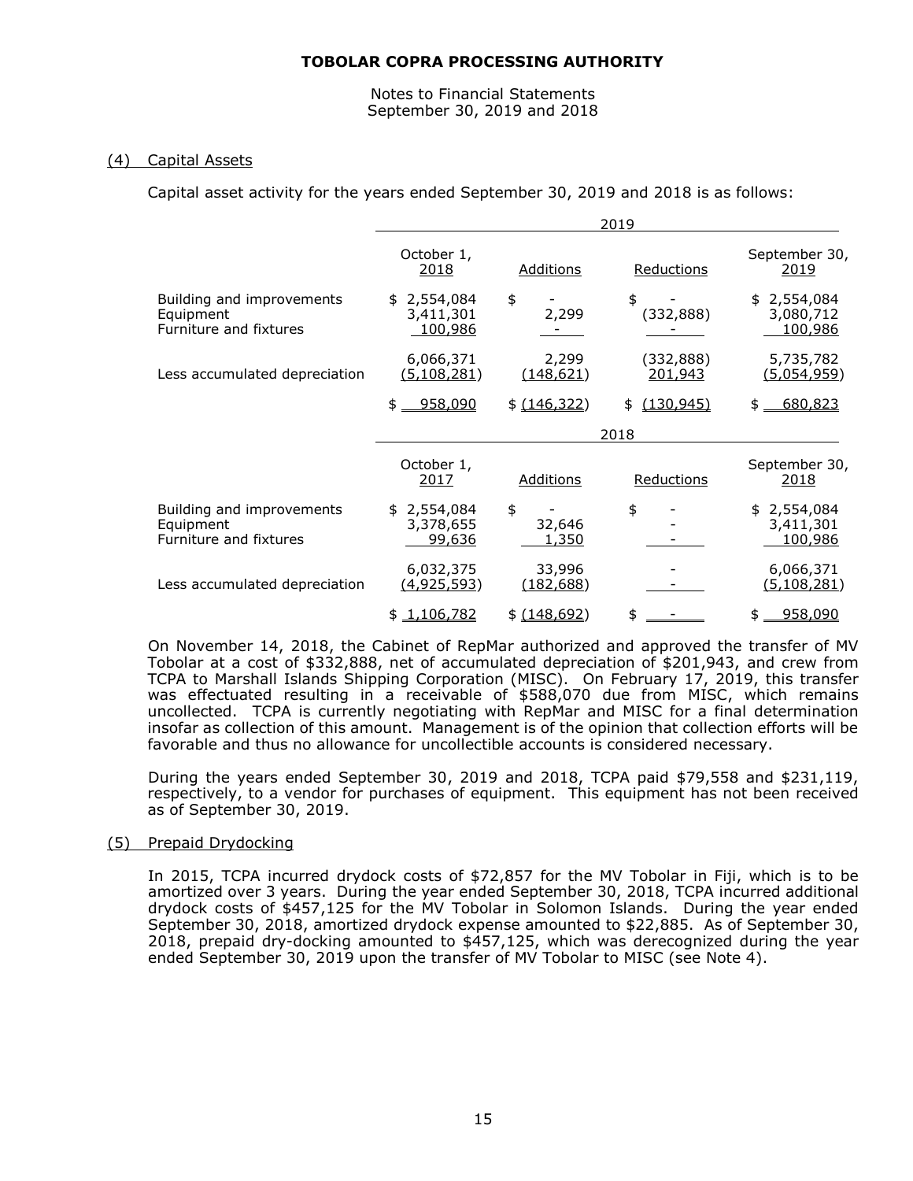**TOBOLAR COPRA PROCESSING AUTHORITY**

Notes to Financial Statements
September 30, 2019 and 2018

## (4) Capital Assets

Capital asset activity for the years ended September 30, 2019 and 2018 is as follows:

| | 2019 | | | |
|---|---|---|---|---|
| | October 1, 2018 | Additions | Reductions | September 30, 2019 |
| Building and improvements | $ 2,554,084 | $ - | $ - | $ 2,554,084 |
| Equipment | 3,411,301 | 2,299 | (332,888) | 3,080,712 |
| Furniture and fixtures | 100,986 | - | - | 100,986 |
| | 6,066,371 | 2,299 | (332,888) | 5,735,782 |
| Less accumulated depreciation | (5,108,281) | (148,621) | 201,943 | (5,054,959) |
| | $ 958,090 | $ (146,322) | $ (130,945) | $ 680,823 |

| | 2018 | | | |
|---|---|---|---|---|
| | October 1, 2017 | Additions | Reductions | September 30, 2018 |
| Building and improvements | $ 2,554,084 | $ - | $ - | $ 2,554,084 |
| Equipment | 3,378,655 | 32,646 | - | 3,411,301 |
| Furniture and fixtures | 99,636 | 1,350 | - | 100,986 |
| | 6,032,375 | 33,996 | - | 6,066,371 |
| Less accumulated depreciation | (4,925,593) | (182,688) | - | (5,108,281) |
| | $ 1,106,782 | $ (148,692) | $ - | $ 958,090 |

On November 14, 2018, the Cabinet of RepMar authorized and approved the transfer of MV Tobolar at a cost of $332,888, net of accumulated depreciation of $201,943, and crew from TCPA to Marshall Islands Shipping Corporation (MISC). On February 17, 2019, this transfer was effectuated resulting in a receivable of $588,070 due from MISC, which remains uncollected. TCPA is currently negotiating with RepMar and MISC for a final determination insofar as collection of this amount. Management is of the opinion that collection efforts will be favorable and thus no allowance for uncollectible accounts is considered necessary.

During the years ended September 30, 2019 and 2018, TCPA paid $79,558 and $231,119, respectively, to a vendor for purchases of equipment. This equipment has not been received as of September 30, 2019.

## (5) Prepaid Drydocking

In 2015, TCPA incurred drydock costs of $72,857 for the MV Tobolar in Fiji, which is to be amortized over 3 years. During the year ended September 30, 2018, TCPA incurred additional drydock costs of $457,125 for the MV Tobolar in Solomon Islands. During the year ended September 30, 2018, amortized drydock expense amounted to $22,885. As of September 30, 2018, prepaid dry-docking amounted to $457,125, which was derecognized during the year ended September 30, 2019 upon the transfer of MV Tobolar to MISC (see Note 4).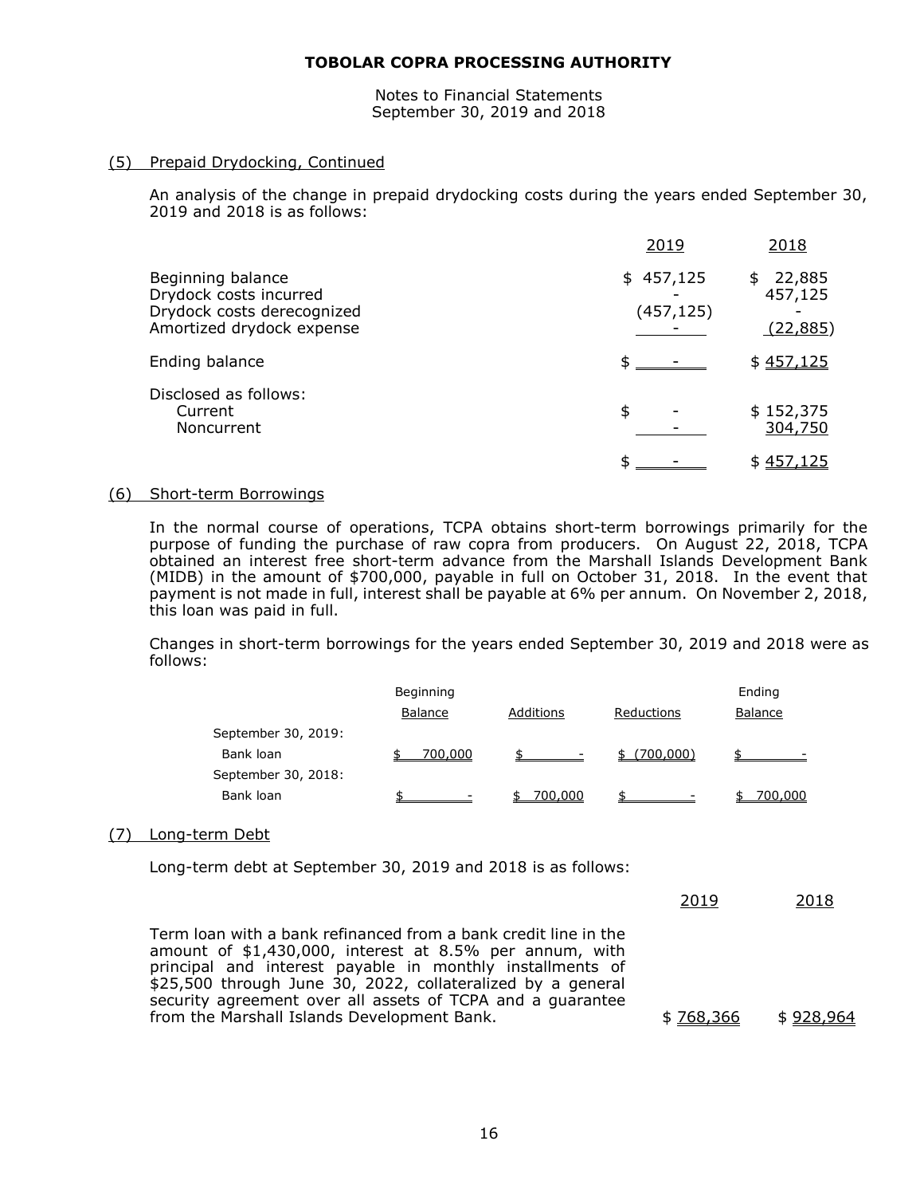**TOBOLAR COPRA PROCESSING AUTHORITY**

Notes to Financial Statements
September 30, 2019 and 2018

## (5) Prepaid Drydocking, Continued

An analysis of the change in prepaid drydocking costs during the years ended September 30, 2019 and 2018 is as follows:

| | 2019 | 2018 |
|---|---|---|
| Beginning balance | $ 457,125 | $ 22,885 |
| Drydock costs incurred | - | 457,125 |
| Drydock costs derecognized | (457,125) | - |
| Amortized drydock expense | - | (22,885) |
| Ending balance | $ - | $ 457,125 |
| Disclosed as follows: | | |
| Current | $ - | $ 152,375 |
| Noncurrent | - | 304,750 |
| | $ - | $ 457,125 |

## (6) Short-term Borrowings

In the normal course of operations, TCPA obtains short-term borrowings primarily for the purpose of funding the purchase of raw copra from producers. On August 22, 2018, TCPA obtained an interest free short-term advance from the Marshall Islands Development Bank (MIDB) in the amount of $700,000, payable in full on October 31, 2018. In the event that payment is not made in full, interest shall be payable at 6% per annum. On November 2, 2018, this loan was paid in full.

Changes in short-term borrowings for the years ended September 30, 2019 and 2018 were as follows:

| | Beginning Balance | Additions | Reductions | Ending Balance |
|---|---|---|---|---|
| September 30, 2019: | | | | |
| Bank loan | $ 700,000 | $ - | $ (700,000) | $ - |
| September 30, 2018: | | | | |
| Bank loan | $ - | $ 700,000 | $ - | $ 700,000 |

## (7) Long-term Debt

Long-term debt at September 30, 2019 and 2018 is as follows:

| | 2019 | 2018 |
|---|---|---|
| Term loan with a bank refinanced from a bank credit line in the amount of $1,430,000, interest at 8.5% per annum, with principal and interest payable in monthly installments of $25,500 through June 30, 2022, collateralized by a general security agreement over all assets of TCPA and a guarantee from the Marshall Islands Development Bank. | $ 768,366 | $ 928,964 |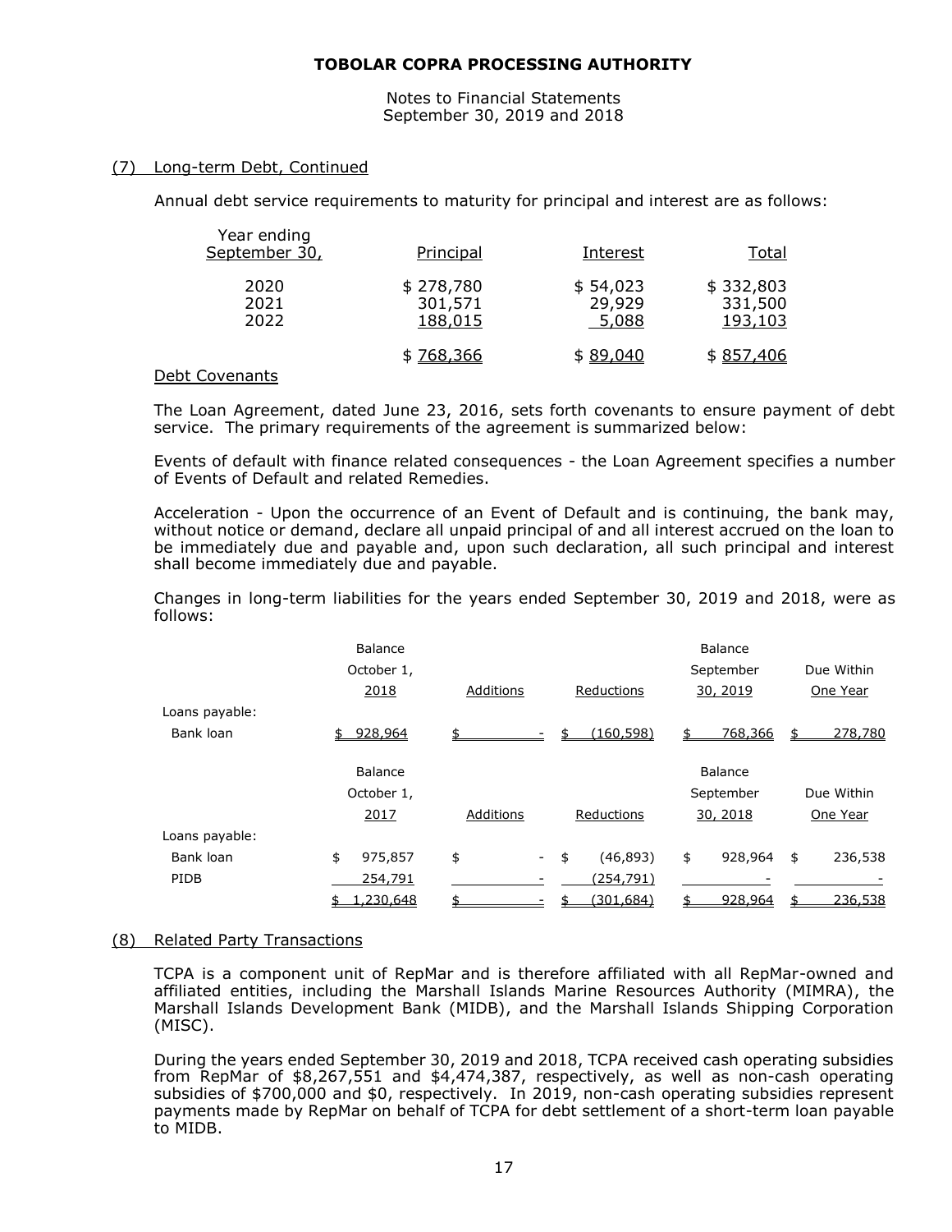**TOBOLAR COPRA PROCESSING AUTHORITY**

Notes to Financial Statements
September 30, 2019 and 2018

## (7) Long-term Debt, Continued

Annual debt service requirements to maturity for principal and interest are as follows:

| Year ending September 30, | Principal | Interest | Total |
|---|---|---|---|
| 2020 | $ 278,780 | $ 54,023 | $ 332,803 |
| 2021 | 301,571 | 29,929 | 331,500 |
| 2022 | 188,015 | 5,088 | 193,103 |
| | $ 768,366 | $ 89,040 | $ 857,406 |

### Debt Covenants

The Loan Agreement, dated June 23, 2016, sets forth covenants to ensure payment of debt service. The primary requirements of the agreement is summarized below:

Events of default with finance related consequences - the Loan Agreement specifies a number of Events of Default and related Remedies.

Acceleration - Upon the occurrence of an Event of Default and is continuing, the bank may, without notice or demand, declare all unpaid principal of and all interest accrued on the loan to be immediately due and payable and, upon such declaration, all such principal and interest shall become immediately due and payable.

Changes in long-term liabilities for the years ended September 30, 2019 and 2018, were as follows:

| | Balance October 1, 2018 | Additions | Reductions | Balance September 30, 2019 | Due Within One Year |
|---|---|---|---|---|---|
| Loans payable: | | | | | |
| Bank loan | $ 928,964 | $ - | $ (160,598) | $ 768,366 | $ 278,780 |

| | Balance October 1, 2017 | Additions | Reductions | Balance September 30, 2018 | Due Within One Year |
|---|---|---|---|---|---|
| Loans payable: | | | | | |
| Bank loan | $ 975,857 | $ - | $ (46,893) | $ 928,964 | $ 236,538 |
| PIDB | 254,791 | - | (254,791) | - | - |
| | $ 1,230,648 | $ - | $ (301,684) | $ 928,964 | $ 236,538 |

## (8) Related Party Transactions

TCPA is a component unit of RepMar and is therefore affiliated with all RepMar-owned and affiliated entities, including the Marshall Islands Marine Resources Authority (MIMRA), the Marshall Islands Development Bank (MIDB), and the Marshall Islands Shipping Corporation (MISC).

During the years ended September 30, 2019 and 2018, TCPA received cash operating subsidies from RepMar of $8,267,551 and $4,474,387, respectively, as well as non-cash operating subsidies of $700,000 and $0, respectively. In 2019, non-cash operating subsidies represent payments made by RepMar on behalf of TCPA for debt settlement of a short-term loan payable to MIDB.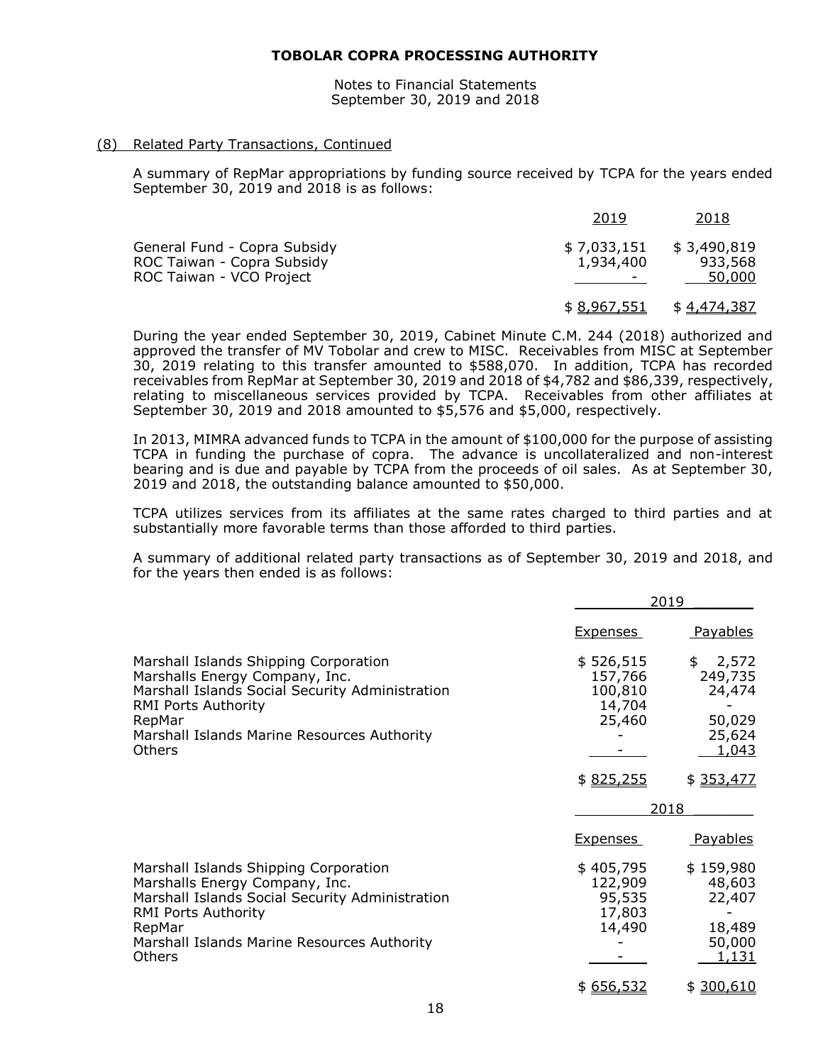## (8) Related Party Transactions, Continued

A summary of RepMar appropriations by funding source received by TCPA for the years ended September 30, 2019 and 2018 is as follows:

| | 2019 | 2018 |
|---|---|---|
| General Fund - Copra Subsidy | $ 7,033,151 | $ 3,490,819 |
| ROC Taiwan - Copra Subsidy | 1,934,400 | 933,568 |
| ROC Taiwan - VCO Project | - | 50,000 |
| | $ 8,967,551 | $ 4,474,387 |

During the year ended September 30, 2019, Cabinet Minute C.M. 244 (2018) authorized and approved the transfer of MV Tobolar and crew to MISC. Receivables from MISC at September 30, 2019 relating to this transfer amounted to $588,070. In addition, TCPA has recorded receivables from RepMar at September 30, 2019 and 2018 of $4,782 and $86,339, respectively, relating to miscellaneous services provided by TCPA. Receivables from other affiliates at September 30, 2019 and 2018 amounted to $5,576 and $5,000, respectively.

In 2013, MIMRA advanced funds to TCPA in the amount of $100,000 for the purpose of assisting TCPA in funding the purchase of copra. The advance is uncollateralized and non-interest bearing and is due and payable by TCPA from the proceeds of oil sales. As at September 30, 2019 and 2018, the outstanding balance amounted to $50,000.

TCPA utilizes services from its affiliates at the same rates charged to third parties and at substantially more favorable terms than those afforded to third parties.

A summary of additional related party transactions as of September 30, 2019 and 2018, and for the years then ended is as follows:

| | 2019 | |
|---|---|---|
| | Expenses | Payables |
| Marshall Islands Shipping Corporation | $ 526,515 | $ 2,572 |
| Marshalls Energy Company, Inc. | 157,766 | 249,735 |
| Marshall Islands Social Security Administration | 100,810 | 24,474 |
| RMI Ports Authority | 14,704 | - |
| RepMar | 25,460 | 50,029 |
| Marshall Islands Marine Resources Authority | - | 25,624 |
| Others | - | 1,043 |
| | $ 825,255 | $ 353,477 |

| | 2018 | |
|---|---|---|
| | Expenses | Payables |
| Marshall Islands Shipping Corporation | $ 405,795 | $ 159,980 |
| Marshalls Energy Company, Inc. | 122,909 | 48,603 |
| Marshall Islands Social Security Administration | 95,535 | 22,407 |
| RMI Ports Authority | 17,803 | - |
| RepMar | 14,490 | 18,489 |
| Marshall Islands Marine Resources Authority | - | 50,000 |
| Others | - | 1,131 |
| | $ 656,532 | $ 300,610 |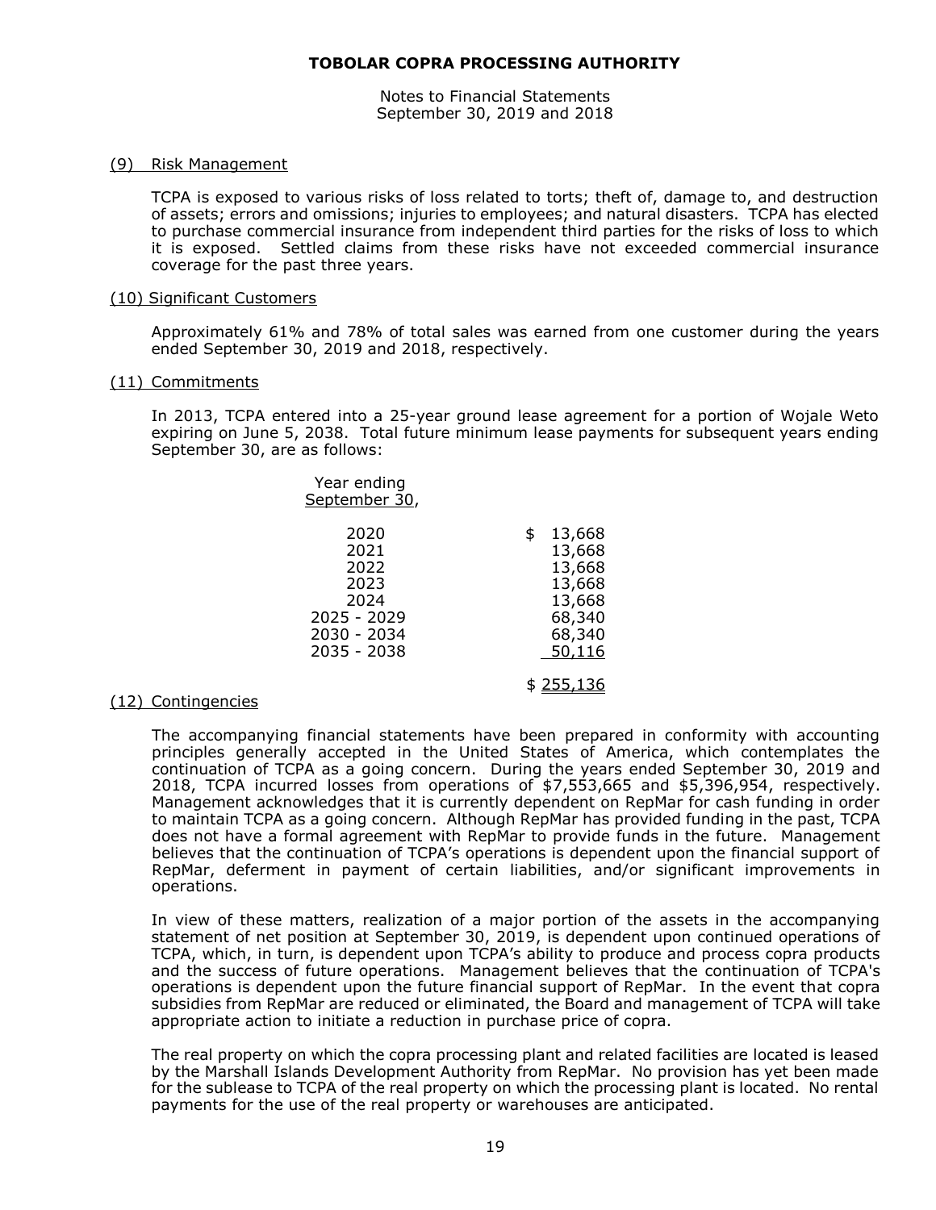# TOBOLAR COPRA PROCESSING AUTHORITY

Notes to Financial Statements
September 30, 2019 and 2018

## (9) Risk Management

TCPA is exposed to various risks of loss related to torts; theft of, damage to, and destruction of assets; errors and omissions; injuries to employees; and natural disasters. TCPA has elected to purchase commercial insurance from independent third parties for the risks of loss to which it is exposed. Settled claims from these risks have not exceeded commercial insurance coverage for the past three years.

## (10) Significant Customers

Approximately 61% and 78% of total sales was earned from one customer during the years ended September 30, 2019 and 2018, respectively.

## (11) Commitments

In 2013, TCPA entered into a 25-year ground lease agreement for a portion of Wojale Weto expiring on June 5, 2038. Total future minimum lease payments for subsequent years ending September 30, are as follows:

| Year ending September 30, | |
|---|---|
| 2020 | $ 13,668 |
| 2021 | 13,668 |
| 2022 | 13,668 |
| 2023 | 13,668 |
| 2024 | 13,668 |
| 2025 - 2029 | 68,340 |
| 2030 - 2034 | 68,340 |
| 2035 - 2038 | 50,116 |
| | $ 255,136 |

## (12) Contingencies

The accompanying financial statements have been prepared in conformity with accounting principles generally accepted in the United States of America, which contemplates the continuation of TCPA as a going concern. During the years ended September 30, 2019 and 2018, TCPA incurred losses from operations of $7,553,665 and $5,396,954, respectively. Management acknowledges that it is currently dependent on RepMar for cash funding in order to maintain TCPA as a going concern. Although RepMar has provided funding in the past, TCPA does not have a formal agreement with RepMar to provide funds in the future. Management believes that the continuation of TCPA's operations is dependent upon the financial support of RepMar, deferment in payment of certain liabilities, and/or significant improvements in operations.

In view of these matters, realization of a major portion of the assets in the accompanying statement of net position at September 30, 2019, is dependent upon continued operations of TCPA, which, in turn, is dependent upon TCPA's ability to produce and process copra products and the success of future operations. Management believes that the continuation of TCPA's operations is dependent upon the future financial support of RepMar. In the event that copra subsidies from RepMar are reduced or eliminated, the Board and management of TCPA will take appropriate action to initiate a reduction in purchase price of copra.

The real property on which the copra processing plant and related facilities are located is leased by the Marshall Islands Development Authority from RepMar. No provision has yet been made for the sublease to TCPA of the real property on which the processing plant is located. No rental payments for the use of the real property or warehouses are anticipated.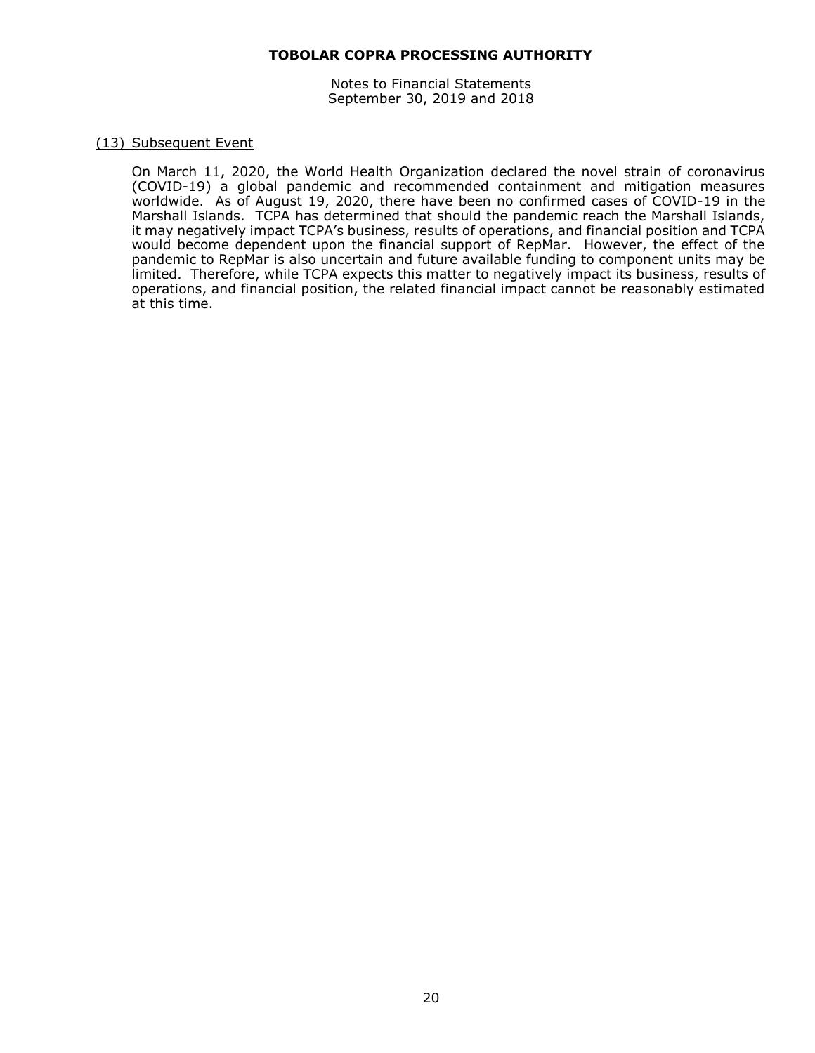## (13) Subsequent Event

On March 11, 2020, the World Health Organization declared the novel strain of coronavirus (COVID-19) a global pandemic and recommended containment and mitigation measures worldwide. As of August 19, 2020, there have been no confirmed cases of COVID-19 in the Marshall Islands. TCPA has determined that should the pandemic reach the Marshall Islands, it may negatively impact TCPA's business, results of operations, and financial position and TCPA would become dependent upon the financial support of RepMar. However, the effect of the pandemic to RepMar is also uncertain and future available funding to component units may be limited. Therefore, while TCPA expects this matter to negatively impact its business, results of operations, and financial position, the related financial impact cannot be reasonably estimated at this time.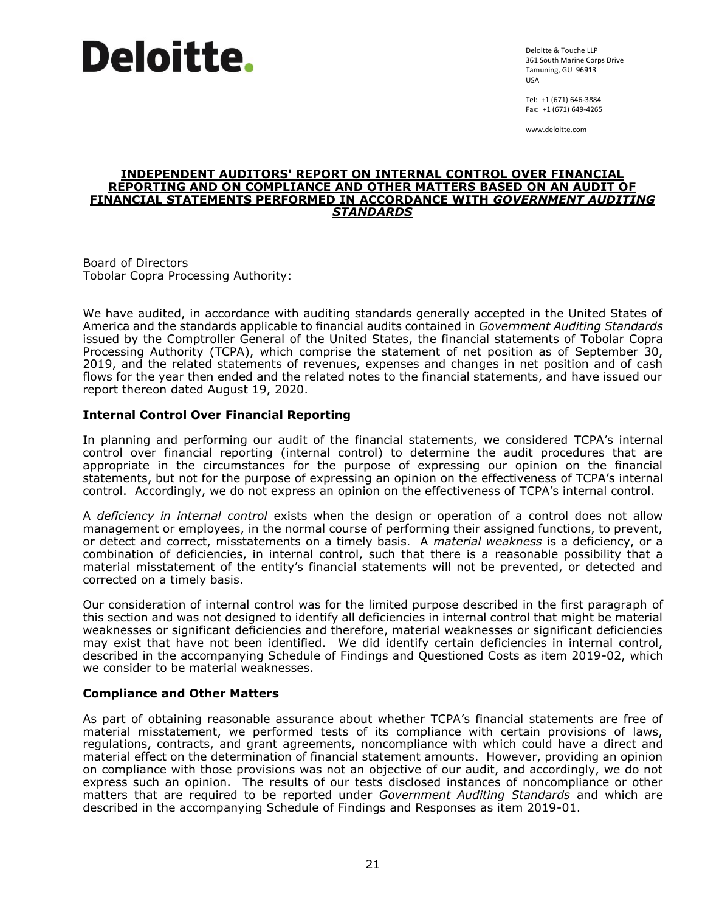**Deloitte.**

Deloitte & Touche LLP
361 South Marine Corps Drive
Tamuning, GU 96913
USA

Tel: +1 (671) 646-3884
Fax: +1 (671) 649-4265

www.deloitte.com

# INDEPENDENT AUDITORS' REPORT ON INTERNAL CONTROL OVER FINANCIAL REPORTING AND ON COMPLIANCE AND OTHER MATTERS BASED ON AN AUDIT OF FINANCIAL STATEMENTS PERFORMED IN ACCORDANCE WITH *GOVERNMENT AUDITING STANDARDS*

Board of Directors
Tobolar Copra Processing Authority:

We have audited, in accordance with auditing standards generally accepted in the United States of America and the standards applicable to financial audits contained in *Government Auditing Standards* issued by the Comptroller General of the United States, the financial statements of Tobolar Copra Processing Authority (TCPA), which comprise the statement of net position as of September 30, 2019, and the related statements of revenues, expenses and changes in net position and of cash flows for the year then ended and the related notes to the financial statements, and have issued our report thereon dated August 19, 2020.

## Internal Control Over Financial Reporting

In planning and performing our audit of the financial statements, we considered TCPA's internal control over financial reporting (internal control) to determine the audit procedures that are appropriate in the circumstances for the purpose of expressing our opinion on the financial statements, but not for the purpose of expressing an opinion on the effectiveness of TCPA's internal control. Accordingly, we do not express an opinion on the effectiveness of TCPA's internal control.

A *deficiency in internal control* exists when the design or operation of a control does not allow management or employees, in the normal course of performing their assigned functions, to prevent, or detect and correct, misstatements on a timely basis. A *material weakness* is a deficiency, or a combination of deficiencies, in internal control, such that there is a reasonable possibility that a material misstatement of the entity's financial statements will not be prevented, or detected and corrected on a timely basis.

Our consideration of internal control was for the limited purpose described in the first paragraph of this section and was not designed to identify all deficiencies in internal control that might be material weaknesses or significant deficiencies and therefore, material weaknesses or significant deficiencies may exist that have not been identified. We did identify certain deficiencies in internal control, described in the accompanying Schedule of Findings and Questioned Costs as item 2019-02, which we consider to be material weaknesses.

## Compliance and Other Matters

As part of obtaining reasonable assurance about whether TCPA's financial statements are free of material misstatement, we performed tests of its compliance with certain provisions of laws, regulations, contracts, and grant agreements, noncompliance with which could have a direct and material effect on the determination of financial statement amounts. However, providing an opinion on compliance with those provisions was not an objective of our audit, and accordingly, we do not express such an opinion. The results of our tests disclosed instances of noncompliance or other matters that are required to be reported under *Government Auditing Standards* and which are described in the accompanying Schedule of Findings and Responses as item 2019-01.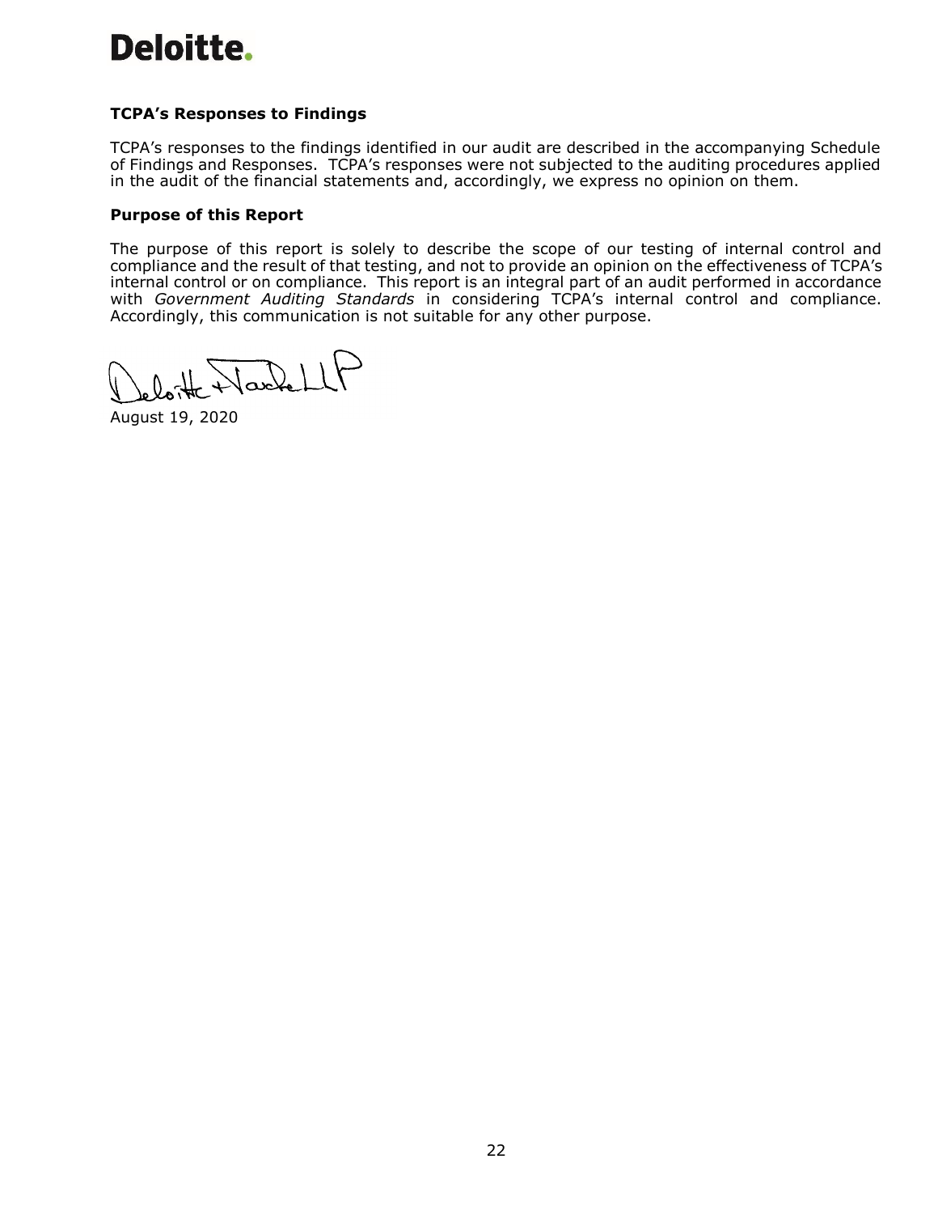Deloitte.

### TCPA's Responses to Findings

TCPA's responses to the findings identified in our audit are described in the accompanying Schedule of Findings and Responses. TCPA's responses were not subjected to the auditing procedures applied in the audit of the financial statements and, accordingly, we express no opinion on them.

### Purpose of this Report

The purpose of this report is solely to describe the scope of our testing of internal control and compliance and the result of that testing, and not to provide an opinion on the effectiveness of TCPA's internal control or on compliance. This report is an integral part of an audit performed in accordance with *Government Auditing Standards* in considering TCPA's internal control and compliance. Accordingly, this communication is not suitable for any other purpose.

Deloitte & Touche LLP

August 19, 2020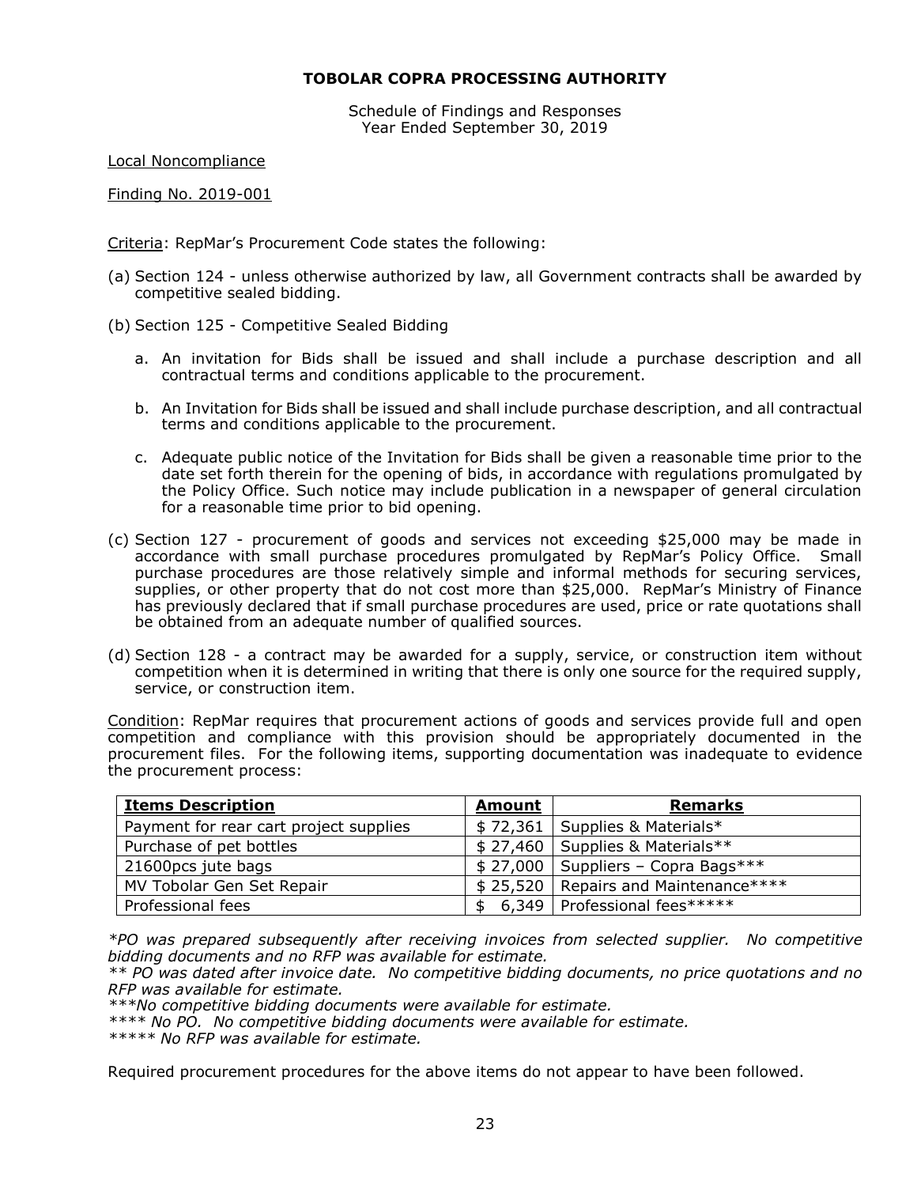**TOBOLAR COPRA PROCESSING AUTHORITY**

Schedule of Findings and Responses
Year Ended September 30, 2019

Local Noncompliance

Finding No. 2019-001

Criteria: RepMar's Procurement Code states the following:

(a) Section 124 - unless otherwise authorized by law, all Government contracts shall be awarded by competitive sealed bidding.

(b) Section 125 - Competitive Sealed Bidding

   a. An invitation for Bids shall be issued and shall include a purchase description and all contractual terms and conditions applicable to the procurement.

   b. An Invitation for Bids shall be issued and shall include purchase description, and all contractual terms and conditions applicable to the procurement.

   c. Adequate public notice of the Invitation for Bids shall be given a reasonable time prior to the date set forth therein for the opening of bids, in accordance with regulations promulgated by the Policy Office. Such notice may include publication in a newspaper of general circulation for a reasonable time prior to bid opening.

(c) Section 127 - procurement of goods and services not exceeding $25,000 may be made in accordance with small purchase procedures promulgated by RepMar's Policy Office. Small purchase procedures are those relatively simple and informal methods for securing services, supplies, or other property that do not cost more than $25,000. RepMar's Ministry of Finance has previously declared that if small purchase procedures are used, price or rate quotations shall be obtained from an adequate number of qualified sources.

(d) Section 128 - a contract may be awarded for a supply, service, or construction item without competition when it is determined in writing that there is only one source for the required supply, service, or construction item.

Condition: RepMar requires that procurement actions of goods and services provide full and open competition and compliance with this provision should be appropriately documented in the procurement files. For the following items, supporting documentation was inadequate to evidence the procurement process:

| Items Description | Amount | Remarks |
|---|---|---|
| Payment for rear cart project supplies | $ 72,361 | Supplies & Materials* |
| Purchase of pet bottles | $ 27,460 | Supplies & Materials** |
| 21600pcs jute bags | $ 27,000 | Suppliers – Copra Bags*** |
| MV Tobolar Gen Set Repair | $ 25,520 | Repairs and Maintenance**** |
| Professional fees | $ 6,349 | Professional fees***** |

*\*PO was prepared subsequently after receiving invoices from selected supplier. No competitive bidding documents and no RFP was available for estimate.*
*\*\* PO was dated after invoice date. No competitive bidding documents, no price quotations and no RFP was available for estimate.*
*\*\*\*No competitive bidding documents were available for estimate.*
*\*\*\*\* No PO. No competitive bidding documents were available for estimate.*
*\*\*\*\*\* No RFP was available for estimate.*

Required procurement procedures for the above items do not appear to have been followed.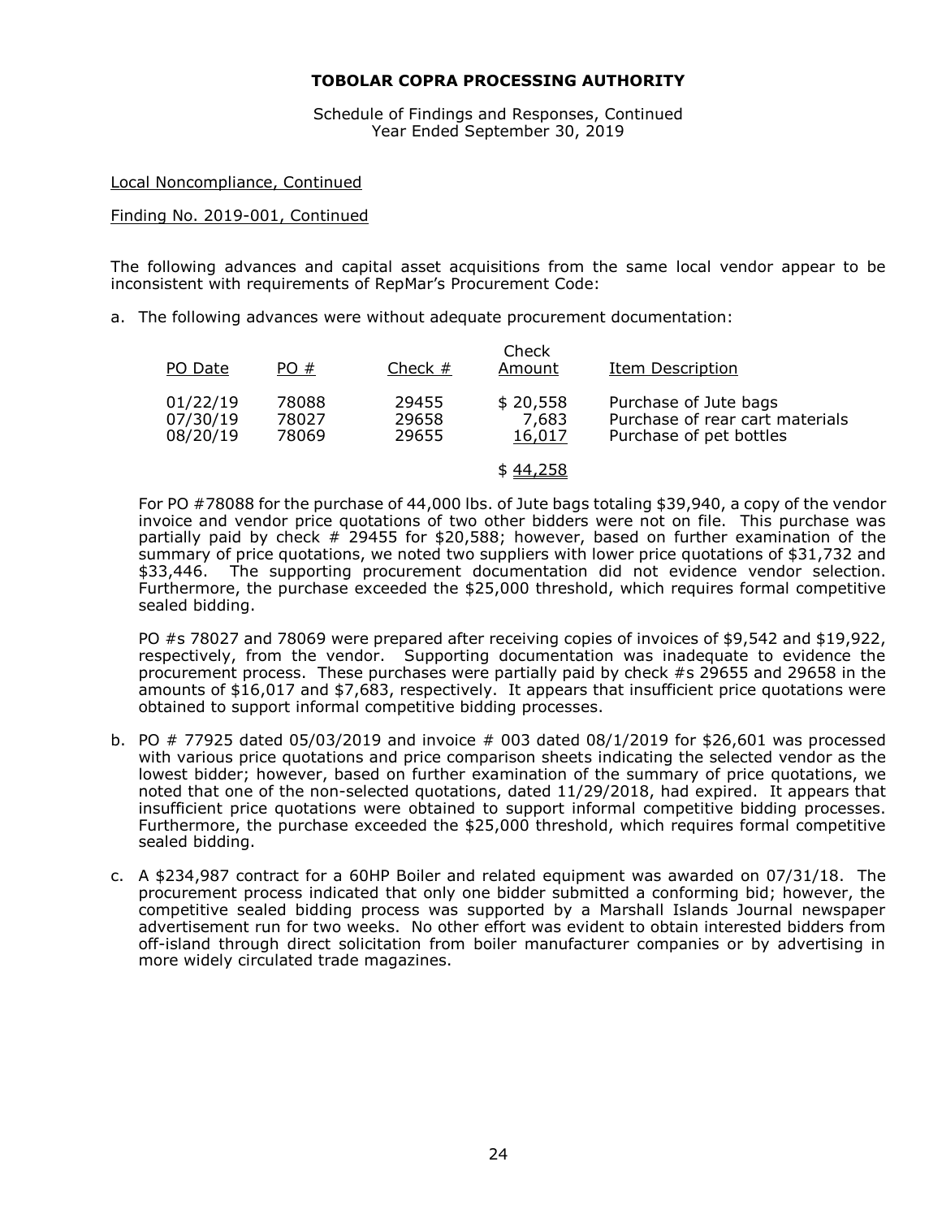# TOBOLAR COPRA PROCESSING AUTHORITY

Schedule of Findings and Responses, Continued
Year Ended September 30, 2019

Local Noncompliance, Continued

Finding No. 2019-001, Continued

The following advances and capital asset acquisitions from the same local vendor appear to be inconsistent with requirements of RepMar's Procurement Code:

a. The following advances were without adequate procurement documentation:

| PO Date | PO # | Check # | Check Amount | Item Description |
|---|---|---|---|---|
| 01/22/19 | 78088 | 29455 | $ 20,558 | Purchase of Jute bags |
| 07/30/19 | 78027 | 29658 | 7,683 | Purchase of rear cart materials |
| 08/20/19 | 78069 | 29655 | 16,017 | Purchase of pet bottles |
| | | | $ 44,258 | |

For PO #78088 for the purchase of 44,000 lbs. of Jute bags totaling $39,940, a copy of the vendor invoice and vendor price quotations of two other bidders were not on file. This purchase was partially paid by check # 29455 for $20,588; however, based on further examination of the summary of price quotations, we noted two suppliers with lower price quotations of $31,732 and $33,446. The supporting procurement documentation did not evidence vendor selection. Furthermore, the purchase exceeded the $25,000 threshold, which requires formal competitive sealed bidding.

PO #s 78027 and 78069 were prepared after receiving copies of invoices of $9,542 and $19,922, respectively, from the vendor. Supporting documentation was inadequate to evidence the procurement process. These purchases were partially paid by check #s 29655 and 29658 in the amounts of $16,017 and $7,683, respectively. It appears that insufficient price quotations were obtained to support informal competitive bidding processes.

b. PO # 77925 dated 05/03/2019 and invoice # 003 dated 08/1/2019 for $26,601 was processed with various price quotations and price comparison sheets indicating the selected vendor as the lowest bidder; however, based on further examination of the summary of price quotations, we noted that one of the non-selected quotations, dated 11/29/2018, had expired. It appears that insufficient price quotations were obtained to support informal competitive bidding processes. Furthermore, the purchase exceeded the $25,000 threshold, which requires formal competitive sealed bidding.

c. A $234,987 contract for a 60HP Boiler and related equipment was awarded on 07/31/18. The procurement process indicated that only one bidder submitted a conforming bid; however, the competitive sealed bidding process was supported by a Marshall Islands Journal newspaper advertisement run for two weeks. No other effort was evident to obtain interested bidders from off-island through direct solicitation from boiler manufacturer companies or by advertising in more widely circulated trade magazines.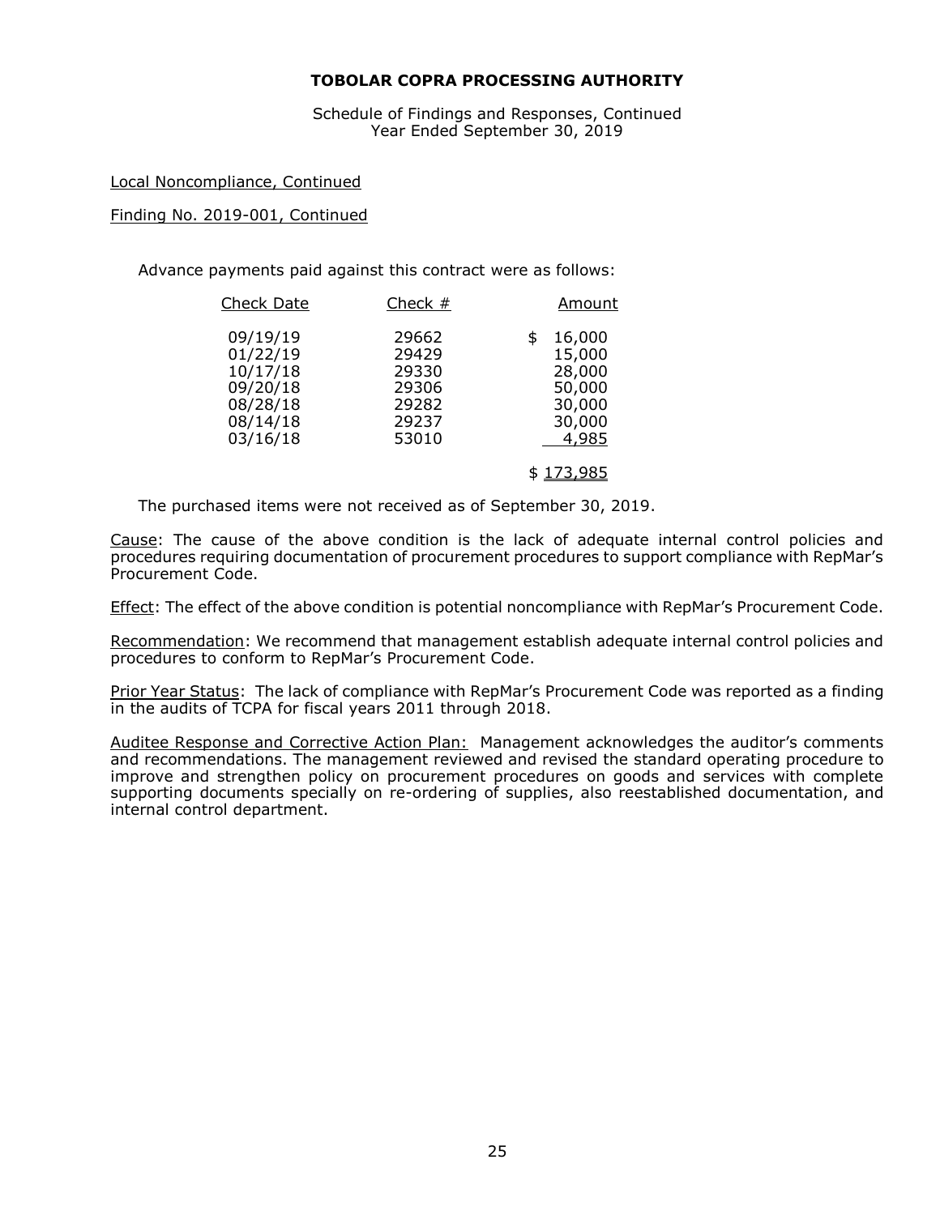**TOBOLAR COPRA PROCESSING AUTHORITY**

Schedule of Findings and Responses, Continued
Year Ended September 30, 2019

Local Noncompliance, Continued

Finding No. 2019-001, Continued

Advance payments paid against this contract were as follows:

| Check Date | Check # | Amount |
|---|---|---|
| 09/19/19 | 29662 | $ 16,000 |
| 01/22/19 | 29429 | 15,000 |
| 10/17/18 | 29330 | 28,000 |
| 09/20/18 | 29306 | 50,000 |
| 08/28/18 | 29282 | 30,000 |
| 08/14/18 | 29237 | 30,000 |
| 03/16/18 | 53010 | 4,985 |
| | | $ 173,985 |

The purchased items were not received as of September 30, 2019.

Cause: The cause of the above condition is the lack of adequate internal control policies and procedures requiring documentation of procurement procedures to support compliance with RepMar's Procurement Code.

Effect: The effect of the above condition is potential noncompliance with RepMar's Procurement Code.

Recommendation: We recommend that management establish adequate internal control policies and procedures to conform to RepMar's Procurement Code.

Prior Year Status: The lack of compliance with RepMar's Procurement Code was reported as a finding in the audits of TCPA for fiscal years 2011 through 2018.

Auditee Response and Corrective Action Plan: Management acknowledges the auditor's comments and recommendations. The management reviewed and revised the standard operating procedure to improve and strengthen policy on procurement procedures on goods and services with complete supporting documents specially on re-ordering of supplies, also reestablished documentation, and internal control department.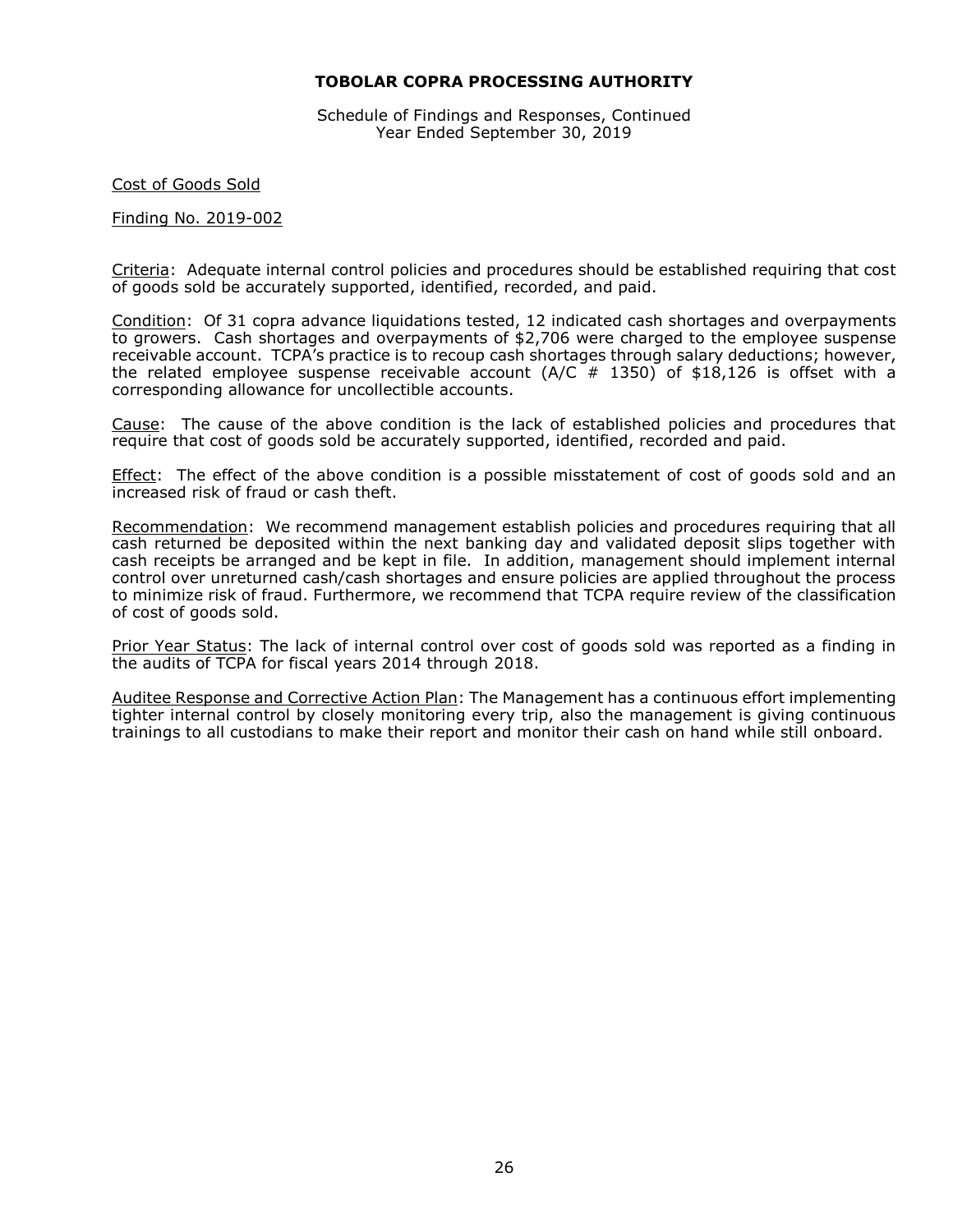**TOBOLAR COPRA PROCESSING AUTHORITY**

Schedule of Findings and Responses, Continued
Year Ended September 30, 2019

Cost of Goods Sold

Finding No. 2019-002

Criteria: Adequate internal control policies and procedures should be established requiring that cost of goods sold be accurately supported, identified, recorded, and paid.

Condition: Of 31 copra advance liquidations tested, 12 indicated cash shortages and overpayments to growers. Cash shortages and overpayments of $2,706 were charged to the employee suspense receivable account. TCPA's practice is to recoup cash shortages through salary deductions; however, the related employee suspense receivable account (A/C # 1350) of $18,126 is offset with a corresponding allowance for uncollectible accounts.

Cause: The cause of the above condition is the lack of established policies and procedures that require that cost of goods sold be accurately supported, identified, recorded and paid.

Effect: The effect of the above condition is a possible misstatement of cost of goods sold and an increased risk of fraud or cash theft.

Recommendation: We recommend management establish policies and procedures requiring that all cash returned be deposited within the next banking day and validated deposit slips together with cash receipts be arranged and be kept in file. In addition, management should implement internal control over unreturned cash/cash shortages and ensure policies are applied throughout the process to minimize risk of fraud. Furthermore, we recommend that TCPA require review of the classification of cost of goods sold.

Prior Year Status: The lack of internal control over cost of goods sold was reported as a finding in the audits of TCPA for fiscal years 2014 through 2018.

Auditee Response and Corrective Action Plan: The Management has a continuous effort implementing tighter internal control by closely monitoring every trip, also the management is giving continuous trainings to all custodians to make their report and monitor their cash on hand while still onboard.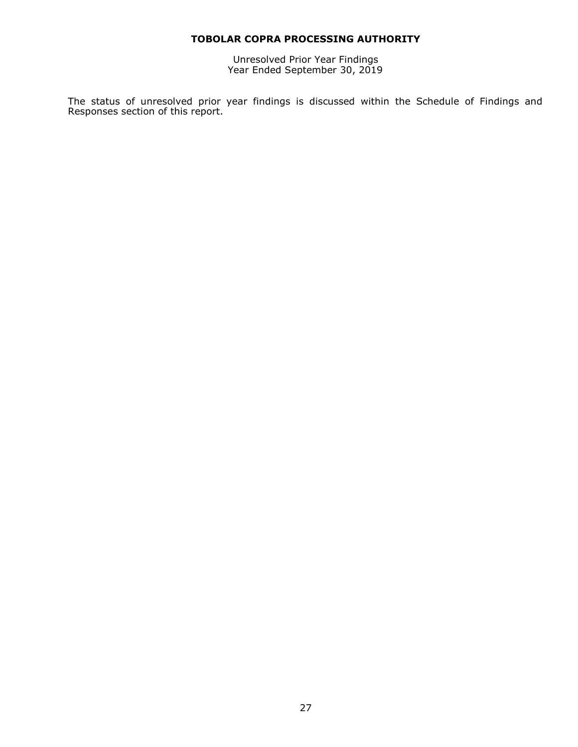# TOBOLAR COPRA PROCESSING AUTHORITY

Unresolved Prior Year Findings
Year Ended September 30, 2019

The status of unresolved prior year findings is discussed within the Schedule of Findings and Responses section of this report.